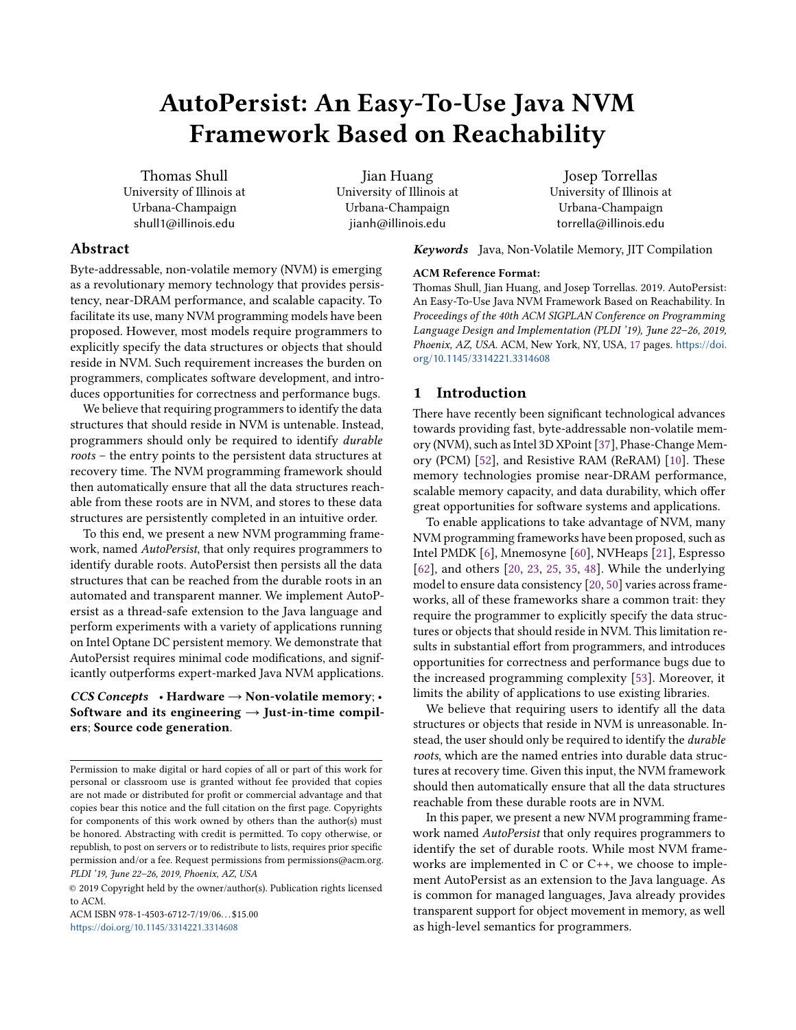# AutoPersist: An Easy-To-Use Java NVM Framework Based on Reachability

Thomas Shull
University of Illinois at Urbana-Champaign
shull1@illinois.edu

Jian Huang
University of Illinois at Urbana-Champaign
jianh@illinois.edu

Josep Torrellas
University of Illinois at Urbana-Champaign
torrella@illinois.edu

## Abstract

Byte-addressable, non-volatile memory (NVM) is emerging as a revolutionary memory technology that provides persistency, near-DRAM performance, and scalable capacity. To facilitate its use, many NVM programming models have been proposed. However, most models require programmers to explicitly specify the data structures or objects that should reside in NVM. Such requirement increases the burden on programmers, complicates software development, and introduces opportunities for correctness and performance bugs.

We believe that requiring programmers to identify the data structures that should reside in NVM is untenable. Instead, programmers should only be required to identify *durable roots* – the entry points to the persistent data structures at recovery time. The NVM programming framework should then automatically ensure that all the data structures reachable from these roots are in NVM, and stores to these data structures are persistently completed in an intuitive order.

To this end, we present a new NVM programming framework, named *AutoPersist*, that only requires programmers to identify durable roots. AutoPersist then persists all the data structures that can be reached from the durable roots in an automated and transparent manner. We implement AutoPersist as a thread-safe extension to the Java language and perform experiments with a variety of applications running on Intel Optane DC persistent memory. We demonstrate that AutoPersist requires minimal code modifications, and significantly outperforms expert-marked Java NVM applications.

***CCS Concepts*** • **Hardware → Non-volatile memory**; • **Software and its engineering → Just-in-time compilers**; **Source code generation**.

***Keywords*** Java, Non-Volatile Memory, JIT Compilation

**ACM Reference Format:**
Thomas Shull, Jian Huang, and Josep Torrellas. 2019. AutoPersist: An Easy-To-Use Java NVM Framework Based on Reachability. In *Proceedings of the 40th ACM SIGPLAN Conference on Programming Language Design and Implementation (PLDI '19), June 22–26, 2019, Phoenix, AZ, USA.* ACM, New York, NY, USA, 17 pages. https://doi.org/10.1145/3314221.3314608

Permission to make digital or hard copies of all or part of this work for personal or classroom use is granted without fee provided that copies are not made or distributed for profit or commercial advantage and that copies bear this notice and the full citation on the first page. Copyrights for components of this work owned by others than the author(s) must be honored. Abstracting with credit is permitted. To copy otherwise, or republish, to post on servers or to redistribute to lists, requires prior specific permission and/or a fee. Request permissions from permissions@acm.org.
*PLDI '19, June 22–26, 2019, Phoenix, AZ, USA*

© 2019 Copyright held by the owner/author(s). Publication rights licensed to ACM.
ACM ISBN 978-1-4503-6712-7/19/06...$15.00
https://doi.org/10.1145/3314221.3314608

## 1 Introduction

There have recently been significant technological advances towards providing fast, byte-addressable non-volatile memory (NVM), such as Intel 3D XPoint [37], Phase-Change Memory (PCM) [52], and Resistive RAM (ReRAM) [10]. These memory technologies promise near-DRAM performance, scalable memory capacity, and data durability, which offer great opportunities for software systems and applications.

To enable applications to take advantage of NVM, many NVM programming frameworks have been proposed, such as Intel PMDK [6], Mnemosyne [60], NVHeaps [21], Espresso [62], and others [20, 23, 25, 35, 48]. While the underlying model to ensure data consistency [20, 50] varies across frameworks, all of these frameworks share a common trait: they require the programmer to explicitly specify the data structures or objects that should reside in NVM. This limitation results in substantial effort from programmers, and introduces opportunities for correctness and performance bugs due to the increased programming complexity [53]. Moreover, it limits the ability of applications to use existing libraries.

We believe that requiring users to identify all the data structures or objects that reside in NVM is unreasonable. Instead, the user should only be required to identify the *durable roots*, which are the named entries into durable data structures at recovery time. Given this input, the NVM framework should then automatically ensure that all the data structures reachable from these durable roots are in NVM.

In this paper, we present a new NVM programming framework named *AutoPersist* that only requires programmers to identify the set of durable roots. While most NVM frameworks are implemented in C or C++, we choose to implement AutoPersist as an extension to the Java language. As is common for managed languages, Java already provides transparent support for object movement in memory, as well as high-level semantics for programmers.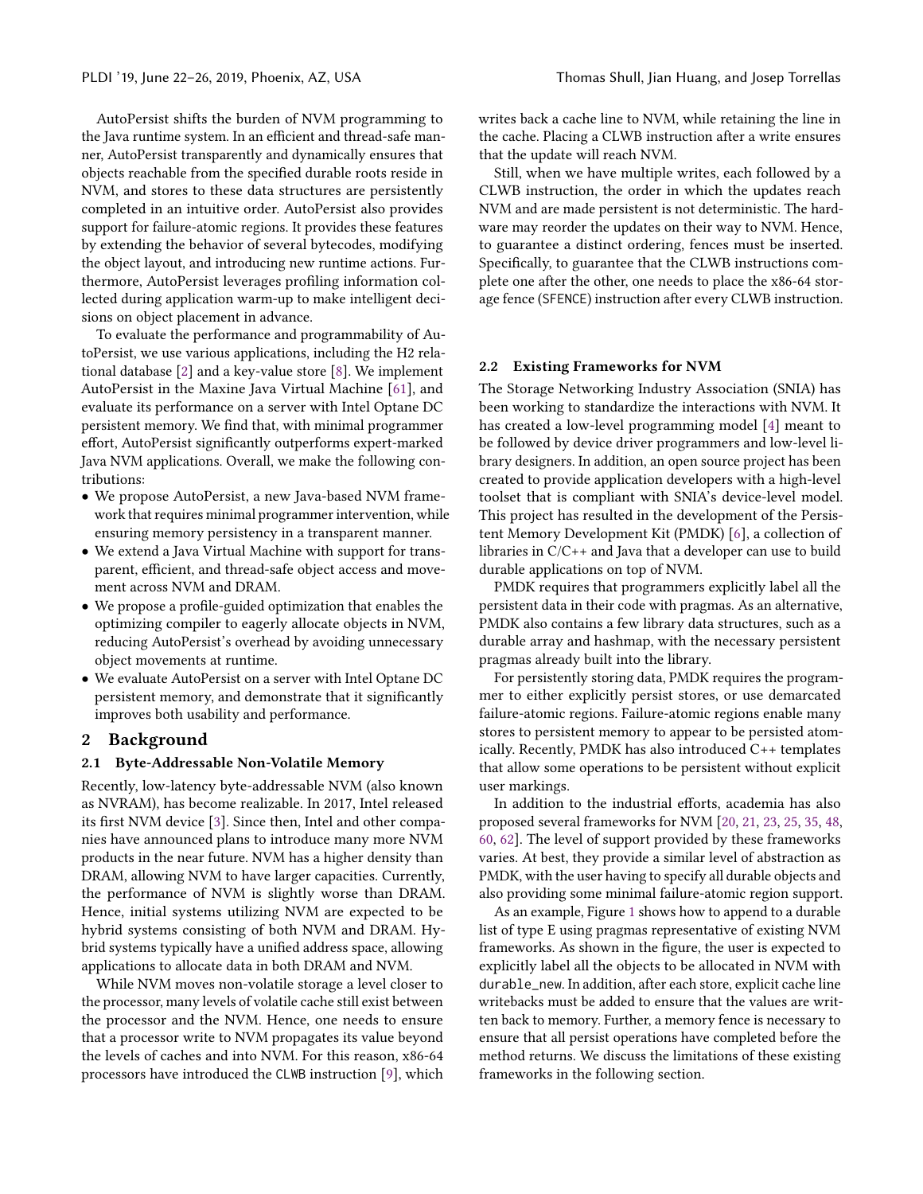AutoPersist shifts the burden of NVM programming to the Java runtime system. In an efficient and thread-safe manner, AutoPersist transparently and dynamically ensures that objects reachable from the specified durable roots reside in NVM, and stores to these data structures are persistently completed in an intuitive order. AutoPersist also provides support for failure-atomic regions. It provides these features by extending the behavior of several bytecodes, modifying the object layout, and introducing new runtime actions. Furthermore, AutoPersist leverages profiling information collected during application warm-up to make intelligent decisions on object placement in advance.

To evaluate the performance and programmability of AutoPersist, we use various applications, including the H2 relational database [2] and a key-value store [8]. We implement AutoPersist in the Maxine Java Virtual Machine [61], and evaluate its performance on a server with Intel Optane DC persistent memory. We find that, with minimal programmer effort, AutoPersist significantly outperforms expert-marked Java NVM applications. Overall, we make the following contributions:

- We propose AutoPersist, a new Java-based NVM framework that requires minimal programmer intervention, while ensuring memory persistency in a transparent manner.
- We extend a Java Virtual Machine with support for transparent, efficient, and thread-safe object access and movement across NVM and DRAM.
- We propose a profile-guided optimization that enables the optimizing compiler to eagerly allocate objects in NVM, reducing AutoPersist's overhead by avoiding unnecessary object movements at runtime.
- We evaluate AutoPersist on a server with Intel Optane DC persistent memory, and demonstrate that it significantly improves both usability and performance.

## 2 Background

### 2.1 Byte-Addressable Non-Volatile Memory

Recently, low-latency byte-addressable NVM (also known as NVRAM), has become realizable. In 2017, Intel released its first NVM device [3]. Since then, Intel and other companies have announced plans to introduce many more NVM products in the near future. NVM has a higher density than DRAM, allowing NVM to have larger capacities. Currently, the performance of NVM is slightly worse than DRAM. Hence, initial systems utilizing NVM are expected to be hybrid systems consisting of both NVM and DRAM. Hybrid systems typically have a unified address space, allowing applications to allocate data in both DRAM and NVM.

While NVM moves non-volatile storage a level closer to the processor, many levels of volatile cache still exist between the processor and the NVM. Hence, one needs to ensure that a processor write to NVM propagates its value beyond the levels of caches and into NVM. For this reason, x86-64 processors have introduced the `CLWB` instruction [9], which writes back a cache line to NVM, while retaining the line in the cache. Placing a CLWB instruction after a write ensures that the update will reach NVM.

Still, when we have multiple writes, each followed by a CLWB instruction, the order in which the updates reach NVM and are made persistent is not deterministic. The hardware may reorder the updates on their way to NVM. Hence, to guarantee a distinct ordering, fences must be inserted. Specifically, to guarantee that the CLWB instructions complete one after the other, one needs to place the x86-64 storage fence (`SFENCE`) instruction after every CLWB instruction.

### 2.2 Existing Frameworks for NVM

The Storage Networking Industry Association (SNIA) has been working to standardize the interactions with NVM. It has created a low-level programming model [4] meant to be followed by device driver programmers and low-level library designers. In addition, an open source project has been created to provide application developers with a high-level toolset that is compliant with SNIA's device-level model. This project has resulted in the development of the Persistent Memory Development Kit (PMDK) [6], a collection of libraries in C/C++ and Java that a developer can use to build durable applications on top of NVM.

PMDK requires that programmers explicitly label all the persistent data in their code with pragmas. As an alternative, PMDK also contains a few library data structures, such as a durable array and hashmap, with the necessary persistent pragmas already built into the library.

For persistently storing data, PMDK requires the programmer to either explicitly persist stores, or use demarcated failure-atomic regions. Failure-atomic regions enable many stores to persistent memory to appear to be persisted atomically. Recently, PMDK has also introduced C++ templates that allow some operations to be persistent without explicit user markings.

In addition to the industrial efforts, academia has also proposed several frameworks for NVM [20, 21, 23, 25, 35, 48, 60, 62]. The level of support provided by these frameworks varies. At best, they provide a similar level of abstraction as PMDK, with the user having to specify all durable objects and also providing some minimal failure-atomic region support.

As an example, Figure 1 shows how to append to a durable list of type E using pragmas representative of existing NVM frameworks. As shown in the figure, the user is expected to explicitly label all the objects to be allocated in NVM with `durable_new`. In addition, after each store, explicit cache line writebacks must be added to ensure that the values are written back to memory. Further, a memory fence is necessary to ensure that all persist operations have completed before the method returns. We discuss the limitations of these existing frameworks in the following section.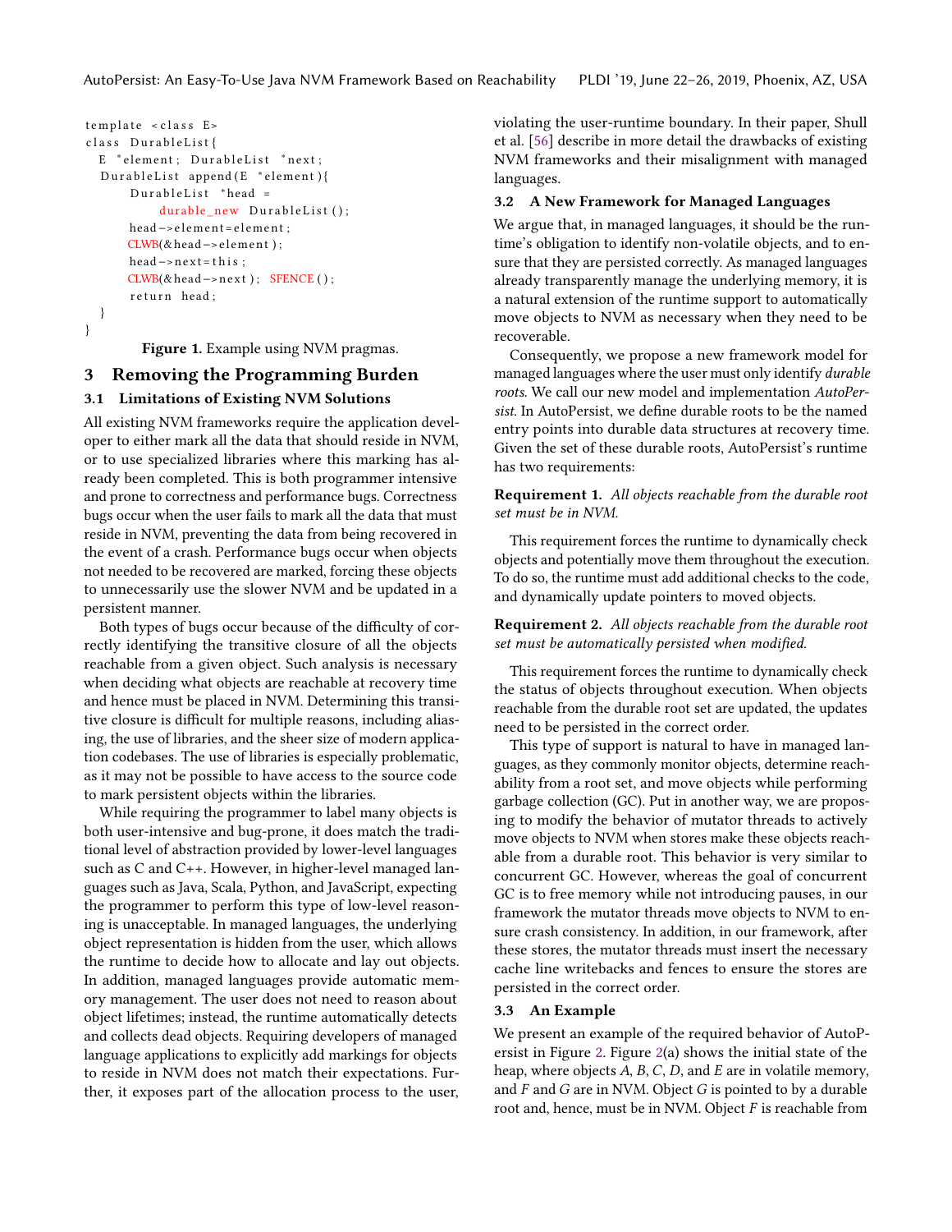```
template <class E>
class DurableList{
  E *element; DurableList *next;
  DurableList append(E *element){
      DurableList *head =
          durable_new DurableList();
      head->element=element;
      CLWB(&head->element);
      head->next=this;
      CLWB(&head->next); SFENCE();
      return head;
  }
}
```

Figure 1. Example using NVM pragmas.

## 3 Removing the Programming Burden

### 3.1 Limitations of Existing NVM Solutions

All existing NVM frameworks require the application developer to either mark all the data that should reside in NVM, or to use specialized libraries where this marking has already been completed. This is both programmer intensive and prone to correctness and performance bugs. Correctness bugs occur when the user fails to mark all the data that must reside in NVM, preventing the data from being recovered in the event of a crash. Performance bugs occur when objects not needed to be recovered are marked, forcing these objects to unnecessarily use the slower NVM and be updated in a persistent manner.

Both types of bugs occur because of the difficulty of correctly identifying the transitive closure of all the objects reachable from a given object. Such analysis is necessary when deciding what objects are reachable at recovery time and hence must be placed in NVM. Determining this transitive closure is difficult for multiple reasons, including aliasing, the use of libraries, and the sheer size of modern application codebases. The use of libraries is especially problematic, as it may not be possible to have access to the source code to mark persistent objects within the libraries.

While requiring the programmer to label many objects is both user-intensive and bug-prone, it does match the traditional level of abstraction provided by lower-level languages such as C and C++. However, in higher-level managed languages such as Java, Scala, Python, and JavaScript, expecting the programmer to perform this type of low-level reasoning is unacceptable. In managed languages, the underlying object representation is hidden from the user, which allows the runtime to decide how to allocate and lay out objects. In addition, managed languages provide automatic memory management. The user does not need to reason about object lifetimes; instead, the runtime automatically detects and collects dead objects. Requiring developers of managed language applications to explicitly add markings for objects to reside in NVM does not match their expectations. Further, it exposes part of the allocation process to the user, violating the user-runtime boundary. In their paper, Shull et al. [56] describe in more detail the drawbacks of existing NVM frameworks and their misalignment with managed languages.

### 3.2 A New Framework for Managed Languages

We argue that, in managed languages, it should be the runtime's obligation to identify non-volatile objects, and to ensure that they are persisted correctly. As managed languages already transparently manage the underlying memory, it is a natural extension of the runtime support to automatically move objects to NVM as necessary when they need to be recoverable.

Consequently, we propose a new framework model for managed languages where the user must only identify *durable roots*. We call our new model and implementation *AutoPersist*. In AutoPersist, we define durable roots to be the named entry points into durable data structures at recovery time. Given the set of these durable roots, AutoPersist's runtime has two requirements:

**Requirement 1.** *All objects reachable from the durable root set must be in NVM.*

This requirement forces the runtime to dynamically check objects and potentially move them throughout the execution. To do so, the runtime must add additional checks to the code, and dynamically update pointers to moved objects.

**Requirement 2.** *All objects reachable from the durable root set must be automatically persisted when modified.*

This requirement forces the runtime to dynamically check the status of objects throughout execution. When objects reachable from the durable root set are updated, the updates need to be persisted in the correct order.

This type of support is natural to have in managed languages, as they commonly monitor objects, determine reachability from a root set, and move objects while performing garbage collection (GC). Put in another way, we are proposing to modify the behavior of mutator threads to actively move objects to NVM when stores make these objects reachable from a durable root. This behavior is very similar to concurrent GC. However, whereas the goal of concurrent GC is to free memory while not introducing pauses, in our framework the mutator threads move objects to NVM to ensure crash consistency. In addition, in our framework, after these stores, the mutator threads must insert the necessary cache line writebacks and fences to ensure the stores are persisted in the correct order.

### 3.3 An Example

We present an example of the required behavior of AutoPersist in Figure 2. Figure 2(a) shows the initial state of the heap, where objects *A*, *B*, *C*, *D*, and *E* are in volatile memory, and *F* and *G* are in NVM. Object *G* is pointed to by a durable root and, hence, must be in NVM. Object *F* is reachable from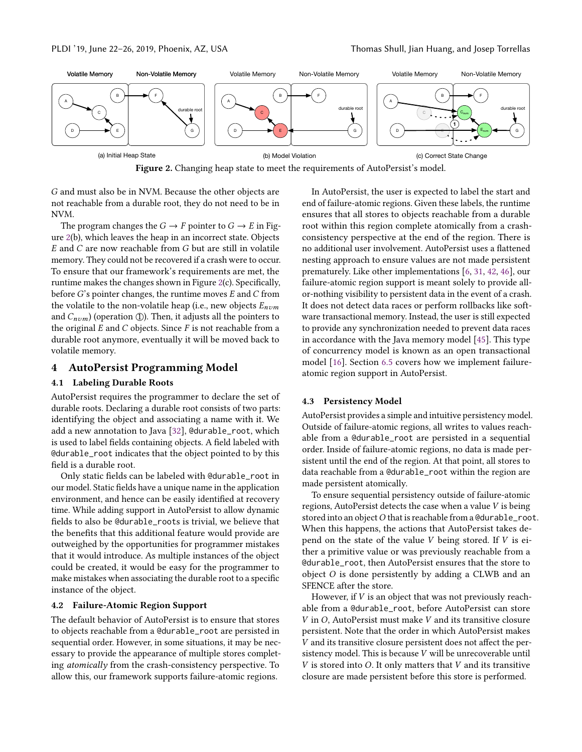Figure 2. Changing heap state to meet the requirements of AutoPersist's model.

$G$ and must also be in NVM. Because the other objects are not reachable from a durable root, they do not need to be in NVM.

The program changes the $G \rightarrow F$ pointer to $G \rightarrow E$ in Figure 2(b), which leaves the heap in an incorrect state. Objects $E$ and $C$ are now reachable from $G$ but are still in volatile memory. They could not be recovered if a crash were to occur. To ensure that our framework's requirements are met, the runtime makes the changes shown in Figure 2(c). Specifically, before $G$'s pointer changes, the runtime moves $E$ and $C$ from the volatile to the non-volatile heap (i.e., new objects $E_{nvm}$ and $C_{nvm}$) (operation ①). Then, it adjusts all the pointers to the original $E$ and $C$ objects. Since $F$ is not reachable from a durable root anymore, eventually it will be moved back to volatile memory.

## 4 AutoPersist Programming Model

### 4.1 Labeling Durable Roots

AutoPersist requires the programmer to declare the set of durable roots. Declaring a durable root consists of two parts: identifying the object and associating a name with it. We add a new annotation to Java [32], `@durable_root`, which is used to label fields containing objects. A field labeled with `@durable_root` indicates that the object pointed to by this field is a durable root.

Only static fields can be labeled with `@durable_root` in our model. Static fields have a unique name in the application environment, and hence can be easily identified at recovery time. While adding support in AutoPersist to allow dynamic fields to also be `@durable_roots` is trivial, we believe that the benefits that this additional feature would provide are outweighed by the opportunities for programmer mistakes that it would introduce. As multiple instances of the object could be created, it would be easy for the programmer to make mistakes when associating the durable root to a specific instance of the object.

### 4.2 Failure-Atomic Region Support

The default behavior of AutoPersist is to ensure that stores to objects reachable from a `@durable_root` are persisted in sequential order. However, in some situations, it may be necessary to provide the appearance of multiple stores completing *atomically* from the crash-consistency perspective. To allow this, our framework supports failure-atomic regions.

In AutoPersist, the user is expected to label the start and end of failure-atomic regions. Given these labels, the runtime ensures that all stores to objects reachable from a durable root within this region complete atomically from a crash-consistency perspective at the end of the region. There is no additional user involvement. AutoPersist uses a flattened nesting approach to ensure values are not made persistent prematurely. Like other implementations [6, 31, 42, 46], our failure-atomic region support is meant solely to provide all-or-nothing visibility to persistent data in the event of a crash. It does not detect data races or perform rollbacks like software transactional memory. Instead, the user is still expected to provide any synchronization needed to prevent data races in accordance with the Java memory model [45]. This type of concurrency model is known as an open transactional model [16]. Section 6.5 covers how we implement failure-atomic region support in AutoPersist.

### 4.3 Persistency Model

AutoPersist provides a simple and intuitive persistency model. Outside of failure-atomic regions, all writes to values reachable from a `@durable_root` are persisted in a sequential order. Inside of failure-atomic regions, no data is made persistent until the end of the region. At that point, all stores to data reachable from a `@durable_root` within the region are made persistent atomically.

To ensure sequential persistency outside of failure-atomic regions, AutoPersist detects the case when a value $V$ is being stored into an object $O$ that is reachable from a `@durable_root`. When this happens, the actions that AutoPersist takes depend on the state of the value $V$ being stored. If $V$ is either a primitive value or was previously reachable from a `@durable_root`, then AutoPersist ensures that the store to object $O$ is done persistently by adding a CLWB and an SFENCE after the store.

However, if $V$ is an object that was not previously reachable from a `@durable_root`, before AutoPersist can store $V$ in $O$, AutoPersist must make $V$ and its transitive closure persistent. Note that the order in which AutoPersist makes $V$ and its transitive closure persistent does not affect the persistency model. This is because $V$ will be unrecoverable until $V$ is stored into $O$. It only matters that $V$ and its transitive closure are made persistent before this store is performed.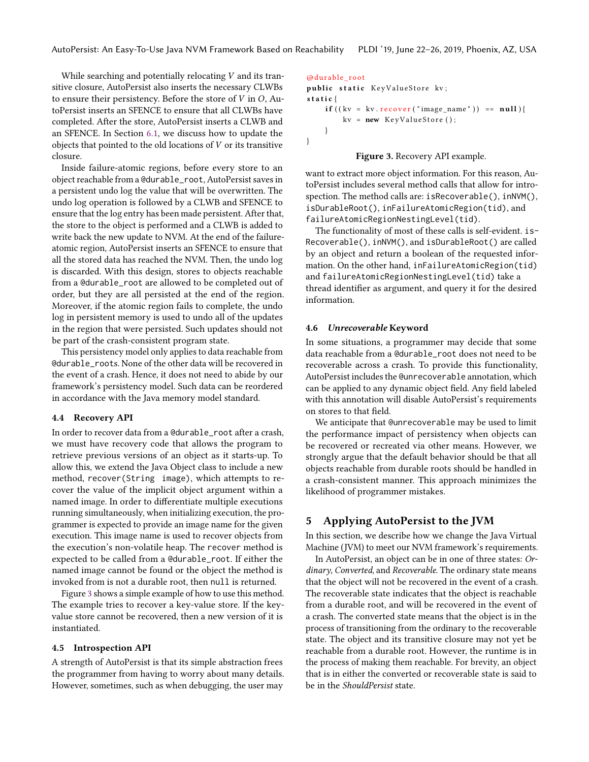While searching and potentially relocating $V$ and its transitive closure, AutoPersist also inserts the necessary CLWBs to ensure their persistency. Before the store of $V$ in $O$, AutoPersist inserts an SFENCE to ensure that all CLWBs have completed. After the store, AutoPersist inserts a CLWB and an SFENCE. In Section 6.1, we discuss how to update the objects that pointed to the old locations of $V$ or its transitive closure.

Inside failure-atomic regions, before every store to an object reachable from a @durable_root, AutoPersist saves in a persistent undo log the value that will be overwritten. The undo log operation is followed by a CLWB and SFENCE to ensure that the log entry has been made persistent. After that, the store to the object is performed and a CLWB is added to write back the new update to NVM. At the end of the failure-atomic region, AutoPersist inserts an SFENCE to ensure that all the stored data has reached the NVM. Then, the undo log is discarded. With this design, stores to objects reachable from a @durable_root are allowed to be completed out of order, but they are all persisted at the end of the region. Moreover, if the atomic region fails to complete, the undo log in persistent memory is used to undo all of the updates in the region that were persisted. Such updates should not be part of the crash-consistent program state.

This persistency model only applies to data reachable from @durable_roots. None of the other data will be recovered in the event of a crash. Hence, it does not need to abide by our framework's persistency model. Such data can be reordered in accordance with the Java memory model standard.

### 4.4 Recovery API

In order to recover data from a @durable_root after a crash, we must have recovery code that allows the program to retrieve previous versions of an object as it starts-up. To allow this, we extend the Java Object class to include a new method, recover(String image), which attempts to recover the value of the implicit object argument within a named image. In order to differentiate multiple executions running simultaneously, when initializing execution, the programmer is expected to provide an image name for the given execution. This image name is used to recover objects from the execution's non-volatile heap. The recover method is expected to be called from a @durable_root. If either the named image cannot be found or the object the method is invoked from is not a durable root, then null is returned.

Figure 3 shows a simple example of how to use this method. The example tries to recover a key-value store. If the key-value store cannot be recovered, then a new version of it is instantiated.

```
@durable_root
public static KeyValueStore kv;
static{
    if((kv = kv.recover("image_name")) == null){
        kv = new KeyValueStore();
    }
}
```

**Figure 3.** Recovery API example.

### 4.5 Introspection API

A strength of AutoPersist is that its simple abstraction frees the programmer from having to worry about many details. However, sometimes, such as when debugging, the user may want to extract more object information. For this reason, AutoPersist includes several method calls that allow for introspection. The method calls are: isRecoverable(), inNVM(), isDurableRoot(), inFailureAtomicRegion(tid), and failureAtomicRegionNestingLevel(tid).

The functionality of most of these calls is self-evident. isRecoverable(), inNVM(), and isDurableRoot() are called by an object and return a boolean of the requested information. On the other hand, inFailureAtomicRegion(tid) and failureAtomicRegionNestingLevel(tid) take a thread identifier as argument, and query it for the desired information.

### 4.6 *Unrecoverable* Keyword

In some situations, a programmer may decide that some data reachable from a @durable_root does not need to be recoverable across a crash. To provide this functionality, AutoPersist includes the @unrecoverable annotation, which can be applied to any dynamic object field. Any field labeled with this annotation will disable AutoPersist's requirements on stores to that field.

We anticipate that @unrecoverable may be used to limit the performance impact of persistency when objects can be recovered or recreated via other means. However, we strongly argue that the default behavior should be that all objects reachable from durable roots should be handled in a crash-consistent manner. This approach minimizes the likelihood of programmer mistakes.

## 5 Applying AutoPersist to the JVM

In this section, we describe how we change the Java Virtual Machine (JVM) to meet our NVM framework's requirements.

In AutoPersist, an object can be in one of three states: *Ordinary*, *Converted*, and *Recoverable*. The ordinary state means that the object will not be recovered in the event of a crash. The recoverable state indicates that the object is reachable from a durable root, and will be recovered in the event of a crash. The converted state means that the object is in the process of transitioning from the ordinary to the recoverable state. The object and its transitive closure may not yet be reachable from a durable root. However, the runtime is in the process of making them reachable. For brevity, an object that is in either the converted or recoverable state is said to be in the *ShouldPersist* state.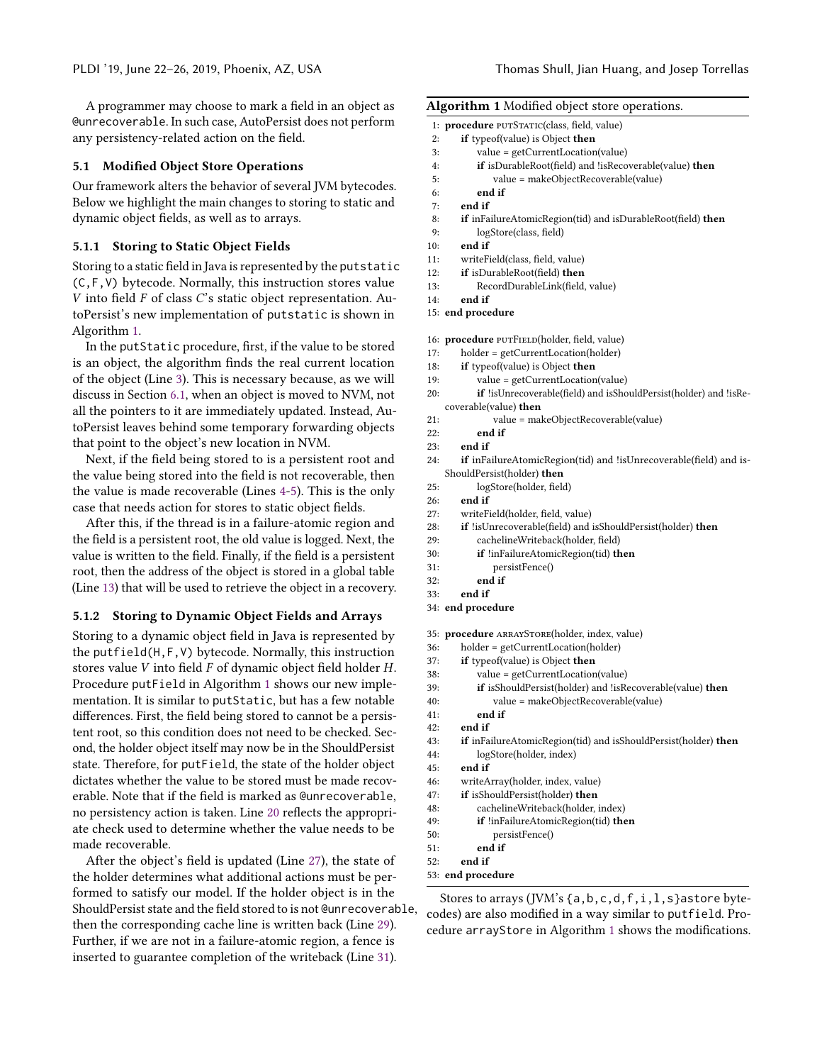A programmer may choose to mark a field in an object as @unrecoverable. In such case, AutoPersist does not perform any persistency-related action on the field.

### 5.1 Modified Object Store Operations

Our framework alters the behavior of several JVM bytecodes. Below we highlight the main changes to storing to static and dynamic object fields, as well as to arrays.

#### 5.1.1 Storing to Static Object Fields

Storing to a static field in Java is represented by the putstatic (C,F,V) bytecode. Normally, this instruction stores value $V$ into field $F$ of class $C$'s static object representation. AutoPersist's new implementation of putstatic is shown in Algorithm 1.

In the putStatic procedure, first, if the value to be stored is an object, the algorithm finds the real current location of the object (Line 3). This is necessary because, as we will discuss in Section 6.1, when an object is moved to NVM, not all the pointers to it are immediately updated. Instead, AutoPersist leaves behind some temporary forwarding objects that point to the object's new location in NVM.

Next, if the field being stored to is a persistent root and the value being stored into the field is not recoverable, then the value is made recoverable (Lines 4-5). This is the only case that needs action for stores to static object fields.

After this, if the thread is in a failure-atomic region and the field is a persistent root, the old value is logged. Next, the value is written to the field. Finally, if the field is a persistent root, then the address of the object is stored in a global table (Line 13) that will be used to retrieve the object in a recovery.

#### 5.1.2 Storing to Dynamic Object Fields and Arrays

Storing to a dynamic object field in Java is represented by the putfield(H,F,V) bytecode. Normally, this instruction stores value $V$ into field $F$ of dynamic object field holder $H$. Procedure putField in Algorithm 1 shows our new implementation. It is similar to putStatic, but has a few notable differences. First, the field being stored to cannot be a persistent root, so this condition does not need to be checked. Second, the holder object itself may now be in the ShouldPersist state. Therefore, for putField, the state of the holder object dictates whether the value to be stored must be made recoverable. Note that if the field is marked as @unrecoverable, no persistency action is taken. Line 20 reflects the appropriate check used to determine whether the value needs to be made recoverable.

After the object's field is updated (Line 27), the state of the holder determines what additional actions must be performed to satisfy our model. If the holder object is in the ShouldPersist state and the field stored to is not @unrecoverable, then the corresponding cache line is written back (Line 29). Further, if we are not in a failure-atomic region, a fence is inserted to guarantee completion of the writeback (Line 31).

**Algorithm 1** Modified object store operations.

```
 1: procedure putStatic(class, field, value)
 2:     if typeof(value) is Object then
 3:         value = getCurrentLocation(value)
 4:         if isDurableRoot(field) and !isRecoverable(value) then
 5:             value = makeObjectRecoverable(value)
 6:         end if
 7:     end if
 8:     if inFailureAtomicRegion(tid) and isDurableRoot(field) then
 9:         logStore(class, field)
10:     end if
11:     writeField(class, field, value)
12:     if isDurableRoot(field) then
13:         RecordDurableLink(field, value)
14:     end if
15: end procedure

16: procedure putField(holder, field, value)
17:     holder = getCurrentLocation(holder)
18:     if typeof(value) is Object then
19:         value = getCurrentLocation(value)
20:         if !isUnrecoverable(field) and isShouldPersist(holder) and !isRecoverable(value) then
21:             value = makeObjectRecoverable(value)
22:         end if
23:     end if
24:     if inFailureAtomicRegion(tid) and !isUnrecoverable(field) and isShouldPersist(holder) then
25:         logStore(holder, field)
26:     end if
27:     writeField(holder, field, value)
28:     if !isUnrecoverable(field) and isShouldPersist(holder) then
29:         cachelineWriteback(holder, field)
30:         if !inFailureAtomicRegion(tid) then
31:             persistFence()
32:         end if
33:     end if
34: end procedure

35: procedure arrayStore(holder, index, value)
36:     holder = getCurrentLocation(holder)
37:     if typeof(value) is Object then
38:         value = getCurrentLocation(value)
39:         if isShouldPersist(holder) and !isRecoverable(value) then
40:             value = makeObjectRecoverable(value)
41:         end if
42:     end if
43:     if inFailureAtomicRegion(tid) and isShouldPersist(holder) then
44:         logStore(holder, index)
45:     end if
46:     writeArray(holder, index, value)
47:     if isShouldPersist(holder) then
48:         cachelineWriteback(holder, index)
49:         if !inFailureAtomicRegion(tid) then
50:             persistFence()
51:         end if
52:     end if
53: end procedure
```

Stores to arrays (JVM's {a,b,c,d,f,i,l,s}astore bytecodes) are also modified in a way similar to putfield. Procedure arrayStore in Algorithm 1 shows the modifications.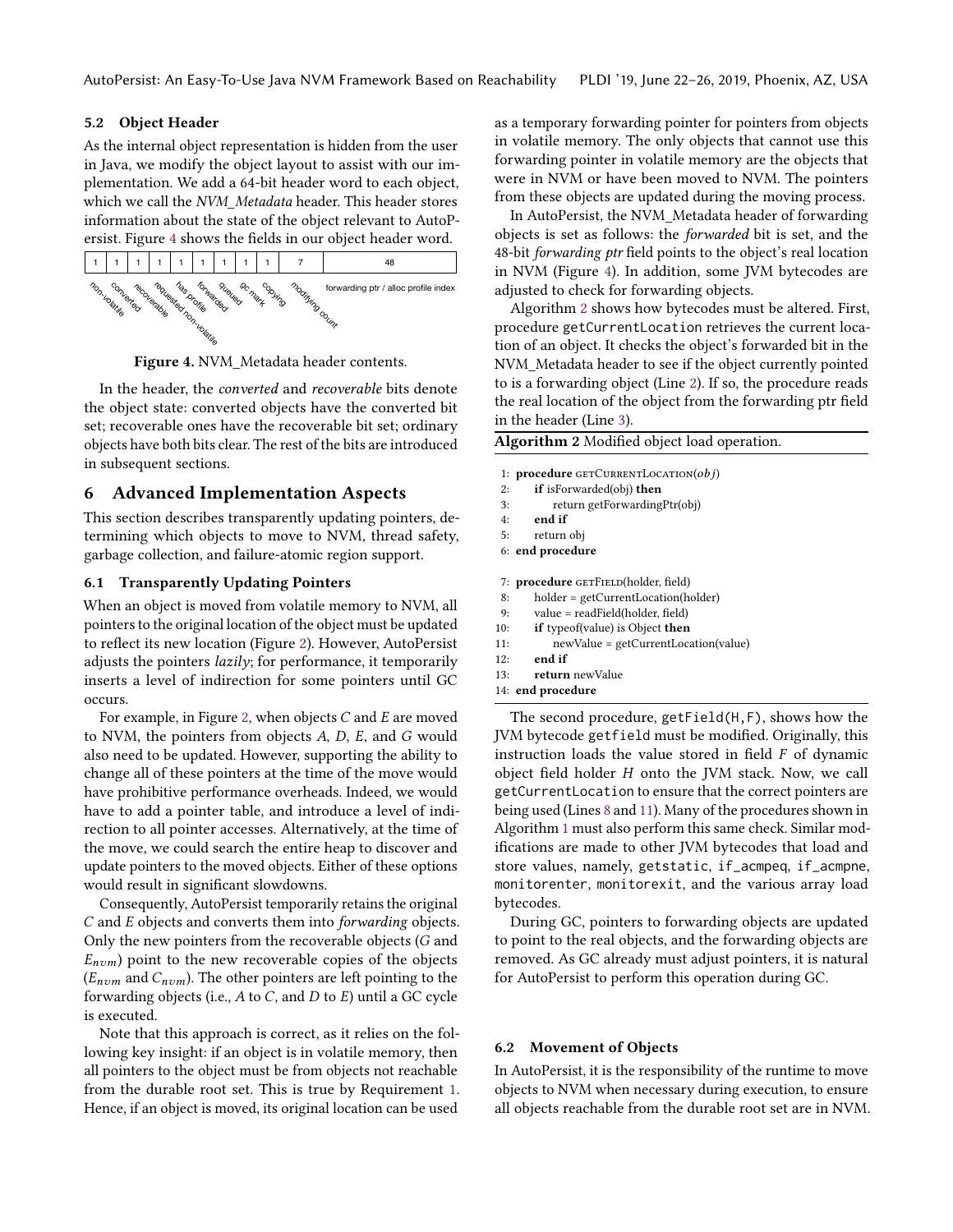### 5.2 Object Header

As the internal object representation is hidden from the user in Java, we modify the object layout to assist with our implementation. We add a 64-bit header word to each object, which we call the *NVM_Metadata* header. This header stores information about the state of the object relevant to AutoPersist. Figure 4 shows the fields in our object header word.

| 1 | 1 | 1 | 1 | 1 | 1 | 1 | 1 | 1 | 7 | 48 |
|---|---|---|---|---|---|---|---|---|---|---|
| non-volatile | converted | recoverable | requested non-volatile | has profile | forwarded | queued | gc mark | copying | modifying count | forwarding ptr / alloc profile index |

**Figure 4.** NVM_Metadata header contents.

In the header, the *converted* and *recoverable* bits denote the object state: converted objects have the converted bit set; recoverable ones have the recoverable bit set; ordinary objects have both bits clear. The rest of the bits are introduced in subsequent sections.

## 6 Advanced Implementation Aspects

This section describes transparently updating pointers, determining which objects to move to NVM, thread safety, garbage collection, and failure-atomic region support.

### 6.1 Transparently Updating Pointers

When an object is moved from volatile memory to NVM, all pointers to the original location of the object must be updated to reflect its new location (Figure 2). However, AutoPersist adjusts the pointers *lazily*; for performance, it temporarily inserts a level of indirection for some pointers until GC occurs.

For example, in Figure 2, when objects $C$ and $E$ are moved to NVM, the pointers from objects $A$, $D$, $E$, and $G$ would also need to be updated. However, supporting the ability to change all of these pointers at the time of the move would have prohibitive performance overheads. Indeed, we would have to add a pointer table, and introduce a level of indirection to all pointer accesses. Alternatively, at the time of the move, we could search the entire heap to discover and update pointers to the moved objects. Either of these options would result in significant slowdowns.

Consequently, AutoPersist temporarily retains the original $C$ and $E$ objects and converts them into *forwarding* objects. Only the new pointers from the recoverable objects ($G$ and $E_{nvm}$) point to the new recoverable copies of the objects ($E_{nvm}$ and $C_{nvm}$). The other pointers are left pointing to the forwarding objects (i.e., $A$ to $C$, and $D$ to $E$) until a GC cycle is executed.

Note that this approach is correct, as it relies on the following key insight: if an object is in volatile memory, then all pointers to the object must be from objects not reachable from the durable root set. This is true by Requirement 1. Hence, if an object is moved, its original location can be used as a temporary forwarding pointer for pointers from objects in volatile memory. The only objects that cannot use this forwarding pointer in volatile memory are the objects that were in NVM or have been moved to NVM. The pointers from these objects are updated during the moving process.

In AutoPersist, the NVM_Metadata header of forwarding objects is set as follows: the *forwarded* bit is set, and the 48-bit *forwarding ptr* field points to the object's real location in NVM (Figure 4). In addition, some JVM bytecodes are adjusted to check for forwarding objects.

Algorithm 2 shows how bytecodes must be altered. First, procedure `getCurrentLocation` retrieves the current location of an object. It checks the object's forwarded bit in the NVM_Metadata header to see if the object currently pointed to is a forwarding object (Line 2). If so, the procedure reads the real location of the object from the forwarding ptr field in the header (Line 3).

**Algorithm 2** Modified object load operation.

```
 1: procedure GETCURRENTLOCATION(obj)
 2:     if isForwarded(obj) then
 3:         return getForwardingPtr(obj)
 4:     end if
 5:     return obj
 6: end procedure

 7: procedure GETFIELD(holder, field)
 8:     holder = getCurrentLocation(holder)
 9:     value = readField(holder, field)
10:     if typeof(value) is Object then
11:         newValue = getCurrentLocation(value)
12:     end if
13:     return newValue
14: end procedure
```

The second procedure, `getField(H,F)`, shows how the JVM bytecode `getfield` must be modified. Originally, this instruction loads the value stored in field $F$ of dynamic object field holder $H$ onto the JVM stack. Now, we call `getCurrentLocation` to ensure that the correct pointers are being used (Lines 8 and 11). Many of the procedures shown in Algorithm 1 must also perform this same check. Similar modifications are made to other JVM bytecodes that load and store values, namely, `getstatic`, `if_acmpeq`, `if_acmpne`, `monitorenter`, `monitorexit`, and the various array load bytecodes.

During GC, pointers to forwarding objects are updated to point to the real objects, and the forwarding objects are removed. As GC already must adjust pointers, it is natural for AutoPersist to perform this operation during GC.

### 6.2 Movement of Objects

In AutoPersist, it is the responsibility of the runtime to move objects to NVM when necessary during execution, to ensure all objects reachable from the durable root set are in NVM.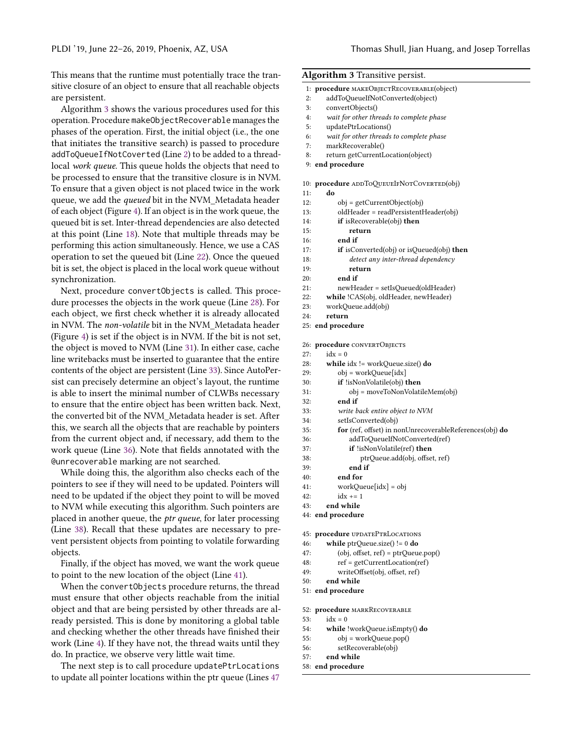This means that the runtime must potentially trace the transitive closure of an object to ensure that all reachable objects are persistent.

Algorithm 3 shows the various procedures used for this operation. Procedure makeObjectRecoverable manages the phases of the operation. First, the initial object (i.e., the one that initiates the transitive search) is passed to procedure addToQueueIfNotCoverted (Line 2) to be added to a thread-local *work queue*. This queue holds the objects that need to be processed to ensure that the transitive closure is in NVM. To ensure that a given object is not placed twice in the work queue, we add the *queued* bit in the NVM_Metadata header of each object (Figure 4). If an object is in the work queue, the queued bit is set. Inter-thread dependencies are also detected at this point (Line 18). Note that multiple threads may be performing this action simultaneously. Hence, we use a CAS operation to set the queued bit (Line 22). Once the queued bit is set, the object is placed in the local work queue without synchronization.

Next, procedure convertObjects is called. This procedure processes the objects in the work queue (Line 28). For each object, we first check whether it is already allocated in NVM. The *non-volatile* bit in the NVM_Metadata header (Figure 4) is set if the object is in NVM. If the bit is not set, the object is moved to NVM (Line 31). In either case, cache line writebacks must be inserted to guarantee that the entire contents of the object are persistent (Line 33). Since AutoPersist can precisely determine an object's layout, the runtime is able to insert the minimal number of CLWBs necessary to ensure that the entire object has been written back. Next, the converted bit of the NVM_Metadata header is set. After this, we search all the objects that are reachable by pointers from the current object and, if necessary, add them to the work queue (Line 36). Note that fields annotated with the @unrecoverable marking are not searched.

While doing this, the algorithm also checks each of the pointers to see if they will need to be updated. Pointers will need to be updated if the object they point to will be moved to NVM while executing this algorithm. Such pointers are placed in another queue, the *ptr queue*, for later processing (Line 38). Recall that these updates are necessary to prevent persistent objects from pointing to volatile forwarding objects.

Finally, if the object has moved, we want the work queue to point to the new location of the object (Line 41).

When the convertObjects procedure returns, the thread must ensure that other objects reachable from the initial object and that are being persisted by other threads are already persisted. This is done by monitoring a global table and checking whether the other threads have finished their work (Line 4). If they have not, the thread waits until they do. In practice, we observe very little wait time.

The next step is to call procedure updatePtrLocations to update all pointer locations within the ptr queue (Lines 47

**Algorithm 3** Transitive persist.

```
1: procedure makeObjectRecoverable(object)
2:     addToQueueIfNotConverted(object)
3:     convertObjects()
4:     wait for other threads to complete phase
5:     updatePtrLocations()
6:     wait for other threads to complete phase
7:     markRecoverable()
8:     return getCurrentLocation(object)
9: end procedure

10: procedure addToQueueIfNotCoverted(obj)
11:     do
12:         obj = getCurrentObject(obj)
13:         oldHeader = readPersistentHeader(obj)
14:         if isRecoverable(obj) then
15:             return
16:         end if
17:         if isConverted(obj) or isQueued(obj) then
18:             detect any inter-thread dependency
19:             return
20:         end if
21:         newHeader = setIsQueued(oldHeader)
22:     while !CAS(obj, oldHeader, newHeader)
23:     workQueue.add(obj)
24:     return
25: end procedure

26: procedure convertObjects
27:     idx = 0
28:     while idx != workQueue.size() do
29:         obj = workQueue[idx]
30:         if !isNonVolatile(obj) then
31:             obj = moveToNonVolatileMem(obj)
32:         end if
33:         write back entire object to NVM
34:         setIsConverted(obj)
35:         for (ref, offset) in nonUnrecoverableReferences(obj) do
36:             addToQueueIfNotConverted(ref)
37:             if !isNonVolatile(ref) then
38:                 ptrQueue.add(obj, offset, ref)
39:             end if
40:         end for
41:         workQueue[idx] = obj
42:         idx += 1
43:     end while
44: end procedure

45: procedure updatePtrLocations
46:     while ptrQueue.size() != 0 do
47:         (obj, offset, ref) = ptrQueue.pop()
48:         ref = getCurrentLocation(ref)
49:         writeOffset(obj, offset, ref)
50:     end while
51: end procedure

52: procedure markRecoverable
53:     idx = 0
54:     while !workQueue.isEmpty() do
55:         obj = workQueue.pop()
56:         setRecoverable(obj)
57:     end while
58: end procedure
```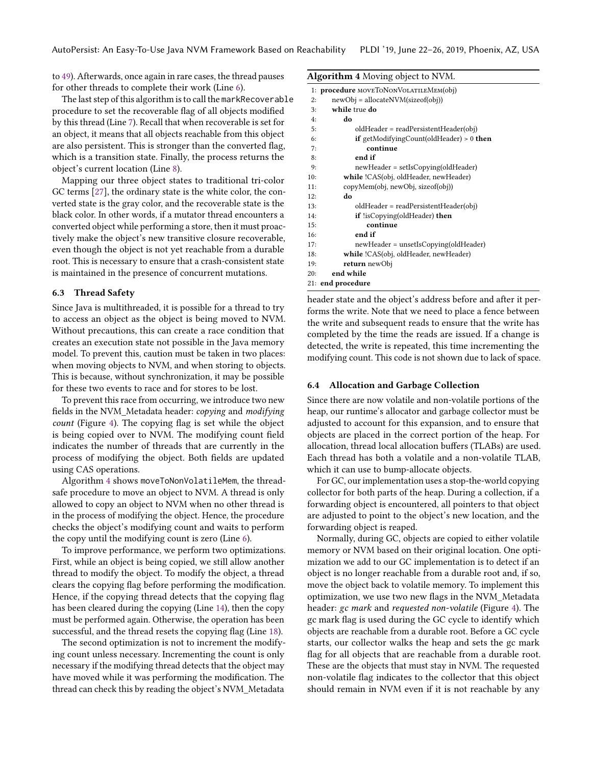to 49). Afterwards, once again in rare cases, the thread pauses for other threads to complete their work (Line 6).

The last step of this algorithm is to call the markRecoverable procedure to set the recoverable flag of all objects modified by this thread (Line 7). Recall that when recoverable is set for an object, it means that all objects reachable from this object are also persistent. This is stronger than the converted flag, which is a transition state. Finally, the process returns the object's current location (Line 8).

Mapping our three object states to traditional tri-color GC terms [27], the ordinary state is the white color, the converted state is the gray color, and the recoverable state is the black color. In other words, if a mutator thread encounters a converted object while performing a store, then it must proactively make the object's new transitive closure recoverable, even though the object is not yet reachable from a durable root. This is necessary to ensure that a crash-consistent state is maintained in the presence of concurrent mutations.

### 6.3 Thread Safety

Since Java is multithreaded, it is possible for a thread to try to access an object as the object is being moved to NVM. Without precautions, this can create a race condition that creates an execution state not possible in the Java memory model. To prevent this, caution must be taken in two places: when moving objects to NVM, and when storing to objects. This is because, without synchronization, it may be possible for these two events to race and for stores to be lost.

To prevent this race from occurring, we introduce two new fields in the NVM_Metadata header: *copying* and *modifying count* (Figure 4). The copying flag is set while the object is being copied over to NVM. The modifying count field indicates the number of threads that are currently in the process of modifying the object. Both fields are updated using CAS operations.

Algorithm 4 shows moveToNonVolatileMem, the thread-safe procedure to move an object to NVM. A thread is only allowed to copy an object to NVM when no other thread is in the process of modifying the object. Hence, the procedure checks the object's modifying count and waits to perform the copy until the modifying count is zero (Line 6).

To improve performance, we perform two optimizations. First, while an object is being copied, we still allow another thread to modify the object. To modify the object, a thread clears the copying flag before performing the modification. Hence, if the copying thread detects that the copying flag has been cleared during the copying (Line 14), then the copy must be performed again. Otherwise, the operation has been successful, and the thread resets the copying flag (Line 18).

The second optimization is not to increment the modifying count unless necessary. Incrementing the count is only necessary if the modifying thread detects that the object may have moved while it was performing the modification. The thread can check this by reading the object's NVM_Metadata header state and the object's address before and after it performs the write. Note that we need to place a fence between the write and subsequent reads to ensure that the write has completed by the time the reads are issued. If a change is detected, the write is repeated, this time incrementing the modifying count. This code is not shown due to lack of space.

**Algorithm 4** Moving object to NVM.

```
 1: procedure moveToNonVolatileMem(obj)
 2:     newObj = allocateNVM(sizeof(obj))
 3:     while true do
 4:         do
 5:             oldHeader = readPersistentHeader(obj)
 6:             if getModifyingCount(oldHeader) > 0 then
 7:                 continue
 8:             end if
 9:             newHeader = setIsCopying(oldHeader)
10:         while !CAS(obj, oldHeader, newHeader)
11:         copyMem(obj, newObj, sizeof(obj))
12:         do
13:             oldHeader = readPersistentHeader(obj)
14:             if !isCopying(oldHeader) then
15:                 continue
16:             end if
17:             newHeader = unsetIsCopying(oldHeader)
18:         while !CAS(obj, oldHeader, newHeader)
19:         return newObj
20:     end while
21: end procedure
```

### 6.4 Allocation and Garbage Collection

Since there are now volatile and non-volatile portions of the heap, our runtime's allocator and garbage collector must be adjusted to account for this expansion, and to ensure that objects are placed in the correct portion of the heap. For allocation, thread local allocation buffers (TLABs) are used. Each thread has both a volatile and a non-volatile TLAB, which it can use to bump-allocate objects.

For GC, our implementation uses a stop-the-world copying collector for both parts of the heap. During a collection, if a forwarding object is encountered, all pointers to that object are adjusted to point to the object's new location, and the forwarding object is reaped.

Normally, during GC, objects are copied to either volatile memory or NVM based on their original location. One optimization we add to our GC implementation is to detect if an object is no longer reachable from a durable root and, if so, move the object back to volatile memory. To implement this optimization, we use two new flags in the NVM_Metadata header: *gc mark* and *requested non-volatile* (Figure 4). The gc mark flag is used during the GC cycle to identify which objects are reachable from a durable root. Before a GC cycle starts, our collector walks the heap and sets the gc mark flag for all objects that are reachable from a durable root. These are the objects that must stay in NVM. The requested non-volatile flag indicates to the collector that this object should remain in NVM even if it is not reachable by any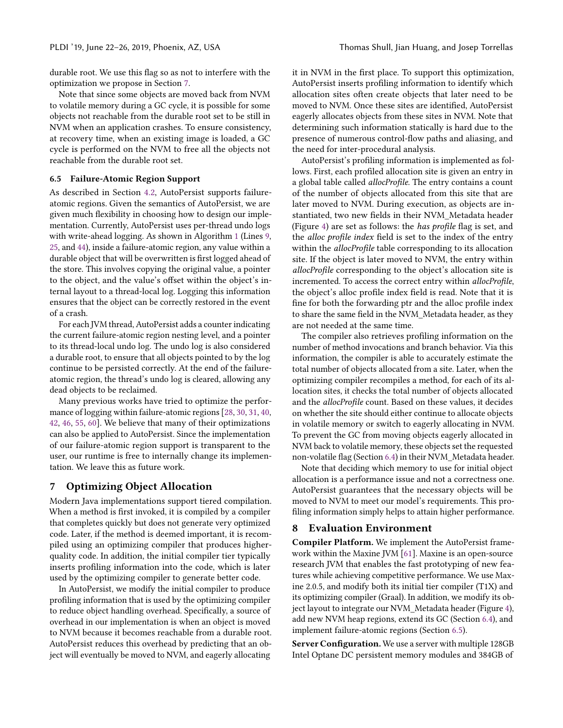durable root. We use this flag so as not to interfere with the optimization we propose in Section 7.

Note that since some objects are moved back from NVM to volatile memory during a GC cycle, it is possible for some objects not reachable from the durable root set to be still in NVM when an application crashes. To ensure consistency, at recovery time, when an existing image is loaded, a GC cycle is performed on the NVM to free all the objects not reachable from the durable root set.

### 6.5 Failure-Atomic Region Support

As described in Section 4.2, AutoPersist supports failure-atomic regions. Given the semantics of AutoPersist, we are given much flexibility in choosing how to design our implementation. Currently, AutoPersist uses per-thread undo logs with write-ahead logging. As shown in Algorithm 1 (Lines 9, 25, and 44), inside a failure-atomic region, any value within a durable object that will be overwritten is first logged ahead of the store. This involves copying the original value, a pointer to the object, and the value's offset within the object's internal layout to a thread-local log. Logging this information ensures that the object can be correctly restored in the event of a crash.

For each JVM thread, AutoPersist adds a counter indicating the current failure-atomic region nesting level, and a pointer to its thread-local undo log. The undo log is also considered a durable root, to ensure that all objects pointed to by the log continue to be persisted correctly. At the end of the failure-atomic region, the thread's undo log is cleared, allowing any dead objects to be reclaimed.

Many previous works have tried to optimize the performance of logging within failure-atomic regions [28, 30, 31, 40, 42, 46, 55, 60]. We believe that many of their optimizations can also be applied to AutoPersist. Since the implementation of our failure-atomic region support is transparent to the user, our runtime is free to internally change its implementation. We leave this as future work.

## 7 Optimizing Object Allocation

Modern Java implementations support tiered compilation. When a method is first invoked, it is compiled by a compiler that completes quickly but does not generate very optimized code. Later, if the method is deemed important, it is recompiled using an optimizing compiler that produces higher-quality code. In addition, the initial compiler tier typically inserts profiling information into the code, which is later used by the optimizing compiler to generate better code.

In AutoPersist, we modify the initial compiler to produce profiling information that is used by the optimizing compiler to reduce object handling overhead. Specifically, a source of overhead in our implementation is when an object is moved to NVM because it becomes reachable from a durable root. AutoPersist reduces this overhead by predicting that an object will eventually be moved to NVM, and eagerly allocating it in NVM in the first place. To support this optimization, AutoPersist inserts profiling information to identify which allocation sites often create objects that later need to be moved to NVM. Once these sites are identified, AutoPersist eagerly allocates objects from these sites in NVM. Note that determining such information statically is hard due to the presence of numerous control-flow paths and aliasing, and the need for inter-procedural analysis.

AutoPersist's profiling information is implemented as follows. First, each profiled allocation site is given an entry in a global table called *allocProfile*. The entry contains a count of the number of objects allocated from this site that are later moved to NVM. During execution, as objects are instantiated, two new fields in their NVM_Metadata header (Figure 4) are set as follows: the *has profile* flag is set, and the *alloc profile index* field is set to the index of the entry within the *allocProfile* table corresponding to its allocation site. If the object is later moved to NVM, the entry within *allocProfile* corresponding to the object's allocation site is incremented. To access the correct entry within *allocProfile*, the object's alloc profile index field is read. Note that it is fine for both the forwarding ptr and the alloc profile index to share the same field in the NVM_Metadata header, as they are not needed at the same time.

The compiler also retrieves profiling information on the number of method invocations and branch behavior. Via this information, the compiler is able to accurately estimate the total number of objects allocated from a site. Later, when the optimizing compiler recompiles a method, for each of its allocation sites, it checks the total number of objects allocated and the *allocProfile* count. Based on these values, it decides on whether the site should either continue to allocate objects in volatile memory or switch to eagerly allocating in NVM. To prevent the GC from moving objects eagerly allocated in NVM back to volatile memory, these objects set the requested non-volatile flag (Section 6.4) in their NVM_Metadata header.

Note that deciding which memory to use for initial object allocation is a performance issue and not a correctness one. AutoPersist guarantees that the necessary objects will be moved to NVM to meet our model's requirements. This profiling information simply helps to attain higher performance.

## 8 Evaluation Environment

**Compiler Platform.** We implement the AutoPersist framework within the Maxine JVM [61]. Maxine is an open-source research JVM that enables the fast prototyping of new features while achieving competitive performance. We use Maxine 2.0.5, and modify both its initial tier compiler (T1X) and its optimizing compiler (Graal). In addition, we modify its object layout to integrate our NVM_Metadata header (Figure 4), add new NVM heap regions, extend its GC (Section 6.4), and implement failure-atomic regions (Section 6.5).

**Server Configuration.** We use a server with multiple 128GB Intel Optane DC persistent memory modules and 384GB of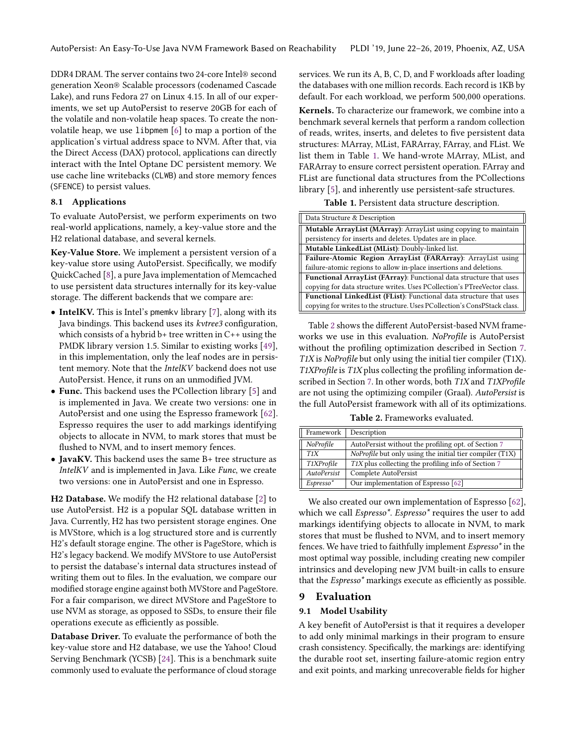DDR4 DRAM. The server contains two 24-core Intel® second generation Xeon® Scalable processors (codenamed Cascade Lake), and runs Fedora 27 on Linux 4.15. In all of our experiments, we set up AutoPersist to reserve 20GB for each of the volatile and non-volatile heap spaces. To create the non-volatile heap, we use `libpmem` [6] to map a portion of the application's virtual address space to NVM. After that, via the Direct Access (DAX) protocol, applications can directly interact with the Intel Optane DC persistent memory. We use cache line writebacks (CLWB) and store memory fences (SFENCE) to persist values.

### 8.1 Applications

To evaluate AutoPersist, we perform experiments on two real-world applications, namely, a key-value store and the H2 relational database, and several kernels.

**Key-Value Store.** We implement a persistent version of a key-value store using AutoPersist. Specifically, we modify QuickCached [8], a pure Java implementation of Memcached to use persistent data structures internally for its key-value storage. The different backends that we compare are:

- **IntelKV.** This is Intel's `pmemkv` library [7], along with its Java bindings. This backend uses its *kvtree3* configuration, which consists of a hybrid b+ tree written in C++ using the PMDK library version 1.5. Similar to existing works [49], in this implementation, only the leaf nodes are in persistent memory. Note that the *IntelKV* backend does not use AutoPersist. Hence, it runs on an unmodified JVM.
- **Func.** This backend uses the PCollection library [5] and is implemented in Java. We create two versions: one in AutoPersist and one using the Espresso framework [62]. Espresso requires the user to add markings identifying objects to allocate in NVM, to mark stores that must be flushed to NVM, and to insert memory fences.
- **JavaKV.** This backend uses the same B+ tree structure as *IntelKV* and is implemented in Java. Like *Func*, we create two versions: one in AutoPersist and one in Espresso.

**H2 Database.** We modify the H2 relational database [2] to use AutoPersist. H2 is a popular SQL database written in Java. Currently, H2 has two persistent storage engines. One is MVStore, which is a log structured store and is currently H2's default storage engine. The other is PageStore, which is H2's legacy backend. We modify MVStore to use AutoPersist to persist the database's internal data structures instead of writing them out to files. In the evaluation, we compare our modified storage engine against both MVStore and PageStore. For a fair comparison, we direct MVStore and PageStore to use NVM as storage, as opposed to SSDs, to ensure their file operations execute as efficiently as possible.

**Database Driver.** To evaluate the performance of both the key-value store and H2 database, we use the Yahoo! Cloud Serving Benchmark (YCSB) [24]. This is a benchmark suite commonly used to evaluate the performance of cloud storage services. We run its A, B, C, D, and F workloads after loading the databases with one million records. Each record is 1KB by default. For each workload, we perform 500,000 operations.

**Kernels.** To characterize our framework, we combine into a benchmark several kernels that perform a random collection of reads, writes, inserts, and deletes to five persistent data structures: MArray, MList, FARArray, FArray, and FList. We list them in Table 1. We hand-wrote MArray, MList, and FARArray to ensure correct persistent operation. FArray and FList are functional data structures from the PCollections library [5], and inherently use persistent-safe structures.

**Table 1.** Persistent data structure description.

| Data Structure & Description |
|---|
| **Mutable ArrayList (MArray)**: ArrayList using copying to maintain persistency for inserts and deletes. Updates are in place. |
| **Mutable LinkedList (MList)**: Doubly-linked list. |
| **Failure-Atomic Region ArrayList (FARArray)**: ArrayList using failure-atomic regions to allow in-place insertions and deletions. |
| **Functional ArrayList (FArray)**: Functional data structure that uses copying for data structure writes. Uses PCollection's PTreeVector class. |
| **Functional LinkedList (FList)**: Functional data structure that uses copying for writes to the structure. Uses PCollection's ConsPStack class. |

Table 2 shows the different AutoPersist-based NVM frameworks we use in this evaluation. *NoProfile* is AutoPersist without the profiling optimization described in Section 7. *T1X* is *NoProfile* but only using the initial tier compiler (T1X). *T1XProfile* is *T1X* plus collecting the profiling information described in Section 7. In other words, both *T1X* and *T1XProfile* are not using the optimizing compiler (Graal). *AutoPersist* is the full AutoPersist framework with all of its optimizations.

**Table 2.** Frameworks evaluated.

| Framework | Description |
|---|---|
| *NoProfile* | AutoPersist without the profiling opt. of Section 7 |
| *T1X* | *NoProfile* but only using the initial tier compiler (T1X) |
| *T1XProfile* | *T1X* plus collecting the profiling info of Section 7 |
| *AutoPersist* | Complete AutoPersist |
| *Espresso\** | Our implementation of Espresso [62] |

We also created our own implementation of Espresso [62], which we call *Espresso\**. *Espresso\** requires the user to add markings identifying objects to allocate in NVM, to mark stores that must be flushed to NVM, and to insert memory fences. We have tried to faithfully implement *Espresso\** in the most optimal way possible, including creating new compiler intrinsics and developing new JVM built-in calls to ensure that the *Espresso\** markings execute as efficiently as possible.

## 9 Evaluation

### 9.1 Model Usability

A key benefit of AutoPersist is that it requires a developer to add only minimal markings in their program to ensure crash consistency. Specifically, the markings are: identifying the durable root set, inserting failure-atomic region entry and exit points, and marking unrecoverable fields for higher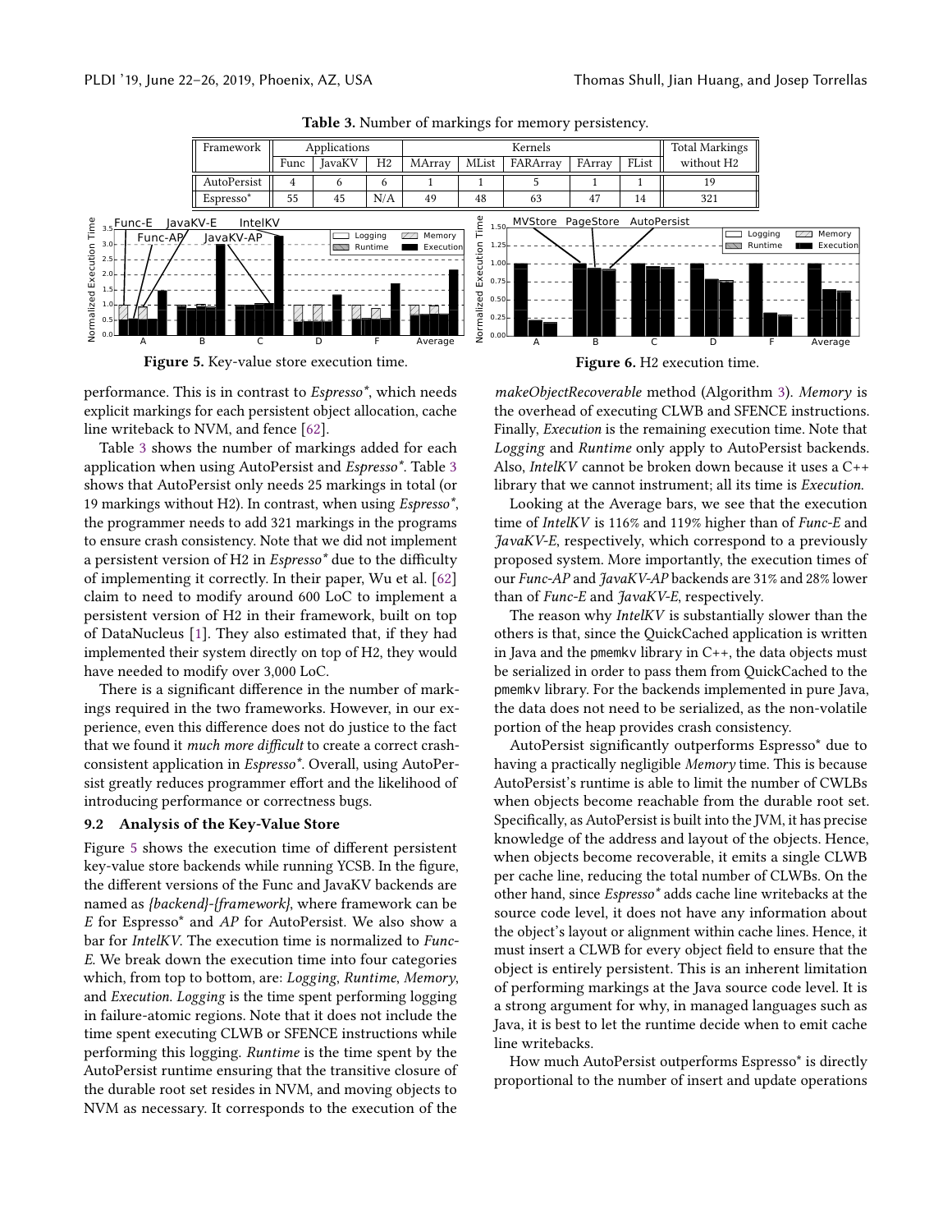**Table 3.** Number of markings for memory persistency.

| Framework | Applications | | | Kernels | | | | | Total Markings |
|---|---|---|---|---|---|---|---|---|---|
| | Func | JavaKV | H2 | MArray | MList | FARArray | FArray | FList | without H2 |
| AutoPersist | 4 | 6 | 6 | 1 | 1 | 5 | 1 | 1 | 19 |
| Espresso* | 55 | 45 | N/A | 49 | 48 | 63 | 47 | 14 | 321 |

**Figure 5.** Key-value store execution time.

**Figure 6.** H2 execution time.

performance. This is in contrast to *Espresso**, which needs explicit markings for each persistent object allocation, cache line writeback to NVM, and fence [62].

Table 3 shows the number of markings added for each application when using AutoPersist and *Espresso**. Table 3 shows that AutoPersist only needs 25 markings in total (or 19 markings without H2). In contrast, when using *Espresso**, the programmer needs to add 321 markings in the programs to ensure crash consistency. Note that we did not implement a persistent version of H2 in *Espresso** due to the difficulty of implementing it correctly. In their paper, Wu et al. [62] claim to need to modify around 600 LoC to implement a persistent version of H2 in their framework, built on top of DataNucleus [1]. They also estimated that, if they had implemented their system directly on top of H2, they would have needed to modify over 3,000 LoC.

There is a significant difference in the number of markings required in the two frameworks. However, in our experience, even this difference does not do justice to the fact that we found it *much more difficult* to create a correct crash-consistent application in *Espresso**. Overall, using AutoPersist greatly reduces programmer effort and the likelihood of introducing performance or correctness bugs.

### 9.2 Analysis of the Key-Value Store

Figure 5 shows the execution time of different persistent key-value store backends while running YCSB. In the figure, the different versions of the Func and JavaKV backends are named as *{backend}-{framework}*, where framework can be *E* for Espresso* and *AP* for AutoPersist. We also show a bar for *IntelKV*. The execution time is normalized to *Func-E*. We break down the execution time into four categories which, from top to bottom, are: *Logging*, *Runtime*, *Memory*, and *Execution*. *Logging* is the time spent performing logging in failure-atomic regions. Note that it does not include the time spent executing CLWB or SFENCE instructions while performing this logging. *Runtime* is the time spent by the AutoPersist runtime ensuring that the transitive closure of the durable root set resides in NVM, and moving objects to NVM as necessary. It corresponds to the execution of the *makeObjectRecoverable* method (Algorithm 3). *Memory* is the overhead of executing CLWB and SFENCE instructions. Finally, *Execution* is the remaining execution time. Note that *Logging* and *Runtime* only apply to AutoPersist backends. Also, *IntelKV* cannot be broken down because it uses a C++ library that we cannot instrument; all its time is *Execution*.

Looking at the Average bars, we see that the execution time of *IntelKV* is 116% and 119% higher than of *Func-E* and *JavaKV-E*, respectively, which correspond to a previously proposed system. More importantly, the execution times of our *Func-AP* and *JavaKV-AP* backends are 31% and 28% lower than of *Func-E* and *JavaKV-E*, respectively.

The reason why *IntelKV* is substantially slower than the others is that, since the QuickCached application is written in Java and the pmemkv library in C++, the data objects must be serialized in order to pass them from QuickCached to the pmemkv library. For the backends implemented in pure Java, the data does not need to be serialized, as the non-volatile portion of the heap provides crash consistency.

AutoPersist significantly outperforms Espresso* due to having a practically negligible *Memory* time. This is because AutoPersist's runtime is able to limit the number of CWLBs when objects become reachable from the durable root set. Specifically, as AutoPersist is built into the JVM, it has precise knowledge of the address and layout of the objects. Hence, when objects become recoverable, it emits a single CLWB per cache line, reducing the total number of CLWBs. On the other hand, since *Espresso** adds cache line writebacks at the source code level, it does not have any information about the object's layout or alignment within cache lines. Hence, it must insert a CLWB for every object field to ensure that the object is entirely persistent. This is an inherent limitation of performing markings at the Java source code level. It is a strong argument for why, in managed languages such as Java, it is best to let the runtime decide when to emit cache line writebacks.

How much AutoPersist outperforms Espresso* is directly proportional to the number of insert and update operations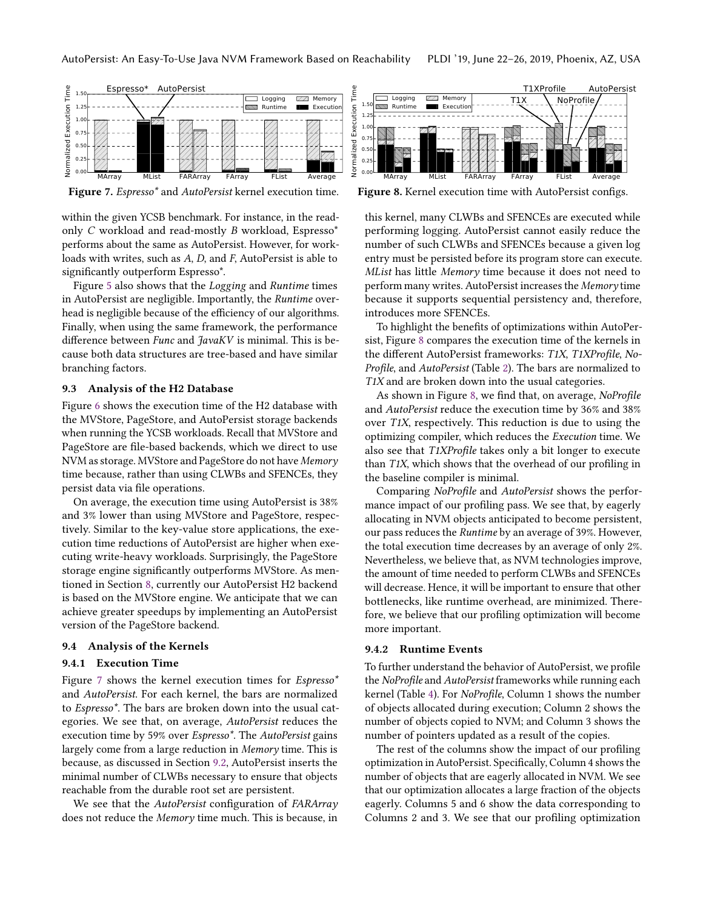Figure 7. *Espresso** and *AutoPersist* kernel execution time.

Figure 8. Kernel execution time with AutoPersist configs.

within the given YCSB benchmark. For instance, in the read-only *C* workload and read-mostly *B* workload, Espresso* performs about the same as AutoPersist. However, for workloads with writes, such as *A*, *D*, and *F*, AutoPersist is able to significantly outperform Espresso*.

Figure 5 also shows that the *Logging* and *Runtime* times in AutoPersist are negligible. Importantly, the *Runtime* overhead is negligible because of the efficiency of our algorithms. Finally, when using the same framework, the performance difference between *Func* and *JavaKV* is minimal. This is because both data structures are tree-based and have similar branching factors.

### 9.3 Analysis of the H2 Database

Figure 6 shows the execution time of the H2 database with the MVStore, PageStore, and AutoPersist storage backends when running the YCSB workloads. Recall that MVStore and PageStore are file-based backends, which we direct to use NVM as storage. MVStore and PageStore do not have *Memory* time because, rather than using CLWBs and SFENCEs, they persist data via file operations.

On average, the execution time using AutoPersist is 38% and 3% lower than using MVStore and PageStore, respectively. Similar to the key-value store applications, the execution time reductions of AutoPersist are higher when executing write-heavy workloads. Surprisingly, the PageStore storage engine significantly outperforms MVStore. As mentioned in Section 8, currently our AutoPersist H2 backend is based on the MVStore engine. We anticipate that we can achieve greater speedups by implementing an AutoPersist version of the PageStore backend.

### 9.4 Analysis of the Kernels

#### 9.4.1 Execution Time

Figure 7 shows the kernel execution times for *Espresso** and *AutoPersist*. For each kernel, the bars are normalized to *Espresso**. The bars are broken down into the usual categories. We see that, on average, *AutoPersist* reduces the execution time by 59% over *Espresso**. The *AutoPersist* gains largely come from a large reduction in *Memory* time. This is because, as discussed in Section 9.2, AutoPersist inserts the minimal number of CLWBs necessary to ensure that objects reachable from the durable root set are persistent.

We see that the *AutoPersist* configuration of *FARArray* does not reduce the *Memory* time much. This is because, in this kernel, many CLWBs and SFENCEs are executed while performing logging. AutoPersist cannot easily reduce the number of such CLWBs and SFENCEs because a given log entry must be persisted before its program store can execute. *MList* has little *Memory* time because it does not need to perform many writes. AutoPersist increases the *Memory* time because it supports sequential persistency and, therefore, introduces more SFENCEs.

To highlight the benefits of optimizations within AutoPersist, Figure 8 compares the execution time of the kernels in the different AutoPersist frameworks: *T1X*, *T1XProfile*, *NoProfile*, and *AutoPersist* (Table 2). The bars are normalized to *T1X* and are broken down into the usual categories.

As shown in Figure 8, we find that, on average, *NoProfile* and *AutoPersist* reduce the execution time by 36% and 38% over *T1X*, respectively. This reduction is due to using the optimizing compiler, which reduces the *Execution* time. We also see that *T1XProfile* takes only a bit longer to execute than *T1X*, which shows that the overhead of our profiling in the baseline compiler is minimal.

Comparing *NoProfile* and *AutoPersist* shows the performance impact of our profiling pass. We see that, by eagerly allocating in NVM objects anticipated to become persistent, our pass reduces the *Runtime* by an average of 39%. However, the total execution time decreases by an average of only 2%. Nevertheless, we believe that, as NVM technologies improve, the amount of time needed to perform CLWBs and SFENCEs will decrease. Hence, it will be important to ensure that other bottlenecks, like runtime overhead, are minimized. Therefore, we believe that our profiling optimization will become more important.

#### 9.4.2 Runtime Events

To further understand the behavior of AutoPersist, we profile the *NoProfile* and *AutoPersist* frameworks while running each kernel (Table 4). For *NoProfile*, Column 1 shows the number of objects allocated during execution; Column 2 shows the number of objects copied to NVM; and Column 3 shows the number of pointers updated as a result of the copies.

The rest of the columns show the impact of our profiling optimization in AutoPersist. Specifically, Column 4 shows the number of objects that are eagerly allocated in NVM. We see that our optimization allocates a large fraction of the objects eagerly. Columns 5 and 6 show the data corresponding to Columns 2 and 3. We see that our profiling optimization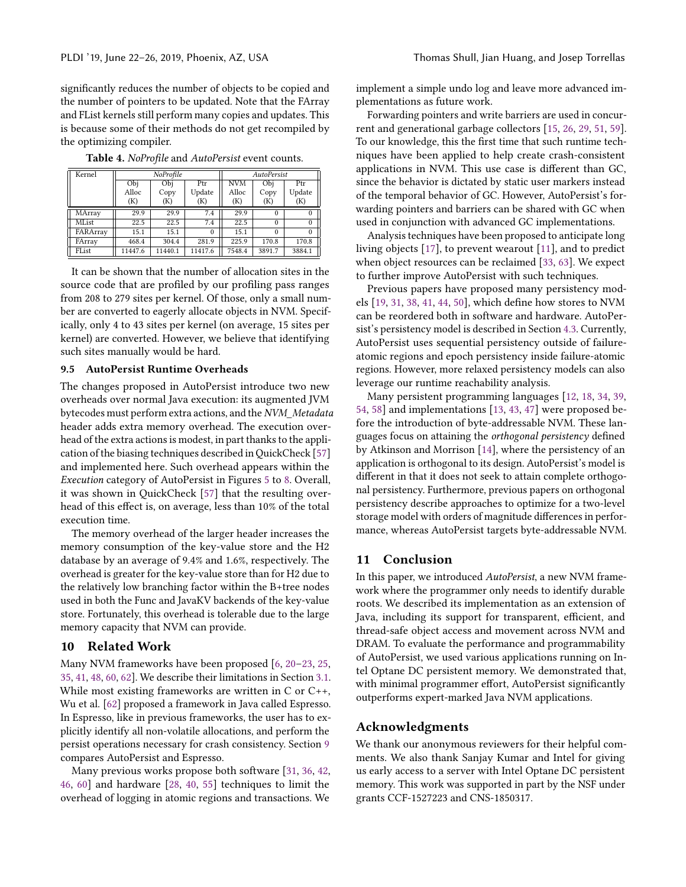significantly reduces the number of objects to be copied and the number of pointers to be updated. Note that the FArray and FList kernels still perform many copies and updates. This is because some of their methods do not get recompiled by the optimizing compiler.

**Table 4.** *NoProfile* and *AutoPersist* event counts.

| Kernel | *NoProfile* | | | *AutoPersist* | | |
|---|---|---|---|---|---|---|
| | Obj Alloc (K) | Obj Copy (K) | Ptr Update (K) | NVM Alloc (K) | Obj Copy (K) | Ptr Update (K) |
| MArray | 29.9 | 29.9 | 7.4 | 29.9 | 0 | 0 |
| MList | 22.5 | 22.5 | 7.4 | 22.5 | 0 | 0 |
| FARArray | 15.1 | 15.1 | 0 | 15.1 | 0 | 0 |
| FArray | 468.4 | 304.4 | 281.9 | 225.9 | 170.8 | 170.8 |
| FList | 11447.6 | 11440.1 | 11417.6 | 7548.4 | 3891.7 | 3884.1 |

It can be shown that the number of allocation sites in the source code that are profiled by our profiling pass ranges from 208 to 279 sites per kernel. Of those, only a small number are converted to eagerly allocate objects in NVM. Specifically, only 4 to 43 sites per kernel (on average, 15 sites per kernel) are converted. However, we believe that identifying such sites manually would be hard.

### 9.5 AutoPersist Runtime Overheads

The changes proposed in AutoPersist introduce two new overheads over normal Java execution: its augmented JVM bytecodes must perform extra actions, and the *NVM_Metadata* header adds extra memory overhead. The execution overhead of the extra actions is modest, in part thanks to the application of the biasing techniques described in QuickCheck [57] and implemented here. Such overhead appears within the *Execution* category of AutoPersist in Figures 5 to 8. Overall, it was shown in QuickCheck [57] that the resulting overhead of this effect is, on average, less than 10% of the total execution time.

The memory overhead of the larger header increases the memory consumption of the key-value store and the H2 database by an average of 9.4% and 1.6%, respectively. The overhead is greater for the key-value store than for H2 due to the relatively low branching factor within the B+tree nodes used in both the Func and JavaKV backends of the key-value store. Fortunately, this overhead is tolerable due to the large memory capacity that NVM can provide.

## 10 Related Work

Many NVM frameworks have been proposed [6, 20–23, 25, 35, 41, 48, 60, 62]. We describe their limitations in Section 3.1. While most existing frameworks are written in C or C++, Wu et al. [62] proposed a framework in Java called Espresso. In Espresso, like in previous frameworks, the user has to explicitly identify all non-volatile allocations, and perform the persist operations necessary for crash consistency. Section 9 compares AutoPersist and Espresso.

Many previous works propose both software [31, 36, 42, 46, 60] and hardware [28, 40, 55] techniques to limit the overhead of logging in atomic regions and transactions. We implement a simple undo log and leave more advanced implementations as future work.

Forwarding pointers and write barriers are used in concurrent and generational garbage collectors [15, 26, 29, 51, 59]. To our knowledge, this the first time that such runtime techniques have been applied to help create crash-consistent applications in NVM. This use case is different than GC, since the behavior is dictated by static user markers instead of the temporal behavior of GC. However, AutoPersist's forwarding pointers and barriers can be shared with GC when used in conjunction with advanced GC implementations.

Analysis techniques have been proposed to anticipate long living objects [17], to prevent wearout [11], and to predict when object resources can be reclaimed [33, 63]. We expect to further improve AutoPersist with such techniques.

Previous papers have proposed many persistency models [19, 31, 38, 41, 44, 50], which define how stores to NVM can be reordered both in software and hardware. AutoPersist's persistency model is described in Section 4.3. Currently, AutoPersist uses sequential persistency outside of failure-atomic regions and epoch persistency inside failure-atomic regions. However, more relaxed persistency models can also leverage our runtime reachability analysis.

Many persistent programming languages [12, 18, 34, 39, 54, 58] and implementations [13, 43, 47] were proposed before the introduction of byte-addressable NVM. These languages focus on attaining the *orthogonal persistency* defined by Atkinson and Morrison [14], where the persistency of an application is orthogonal to its design. AutoPersist's model is different in that it does not seek to attain complete orthogonal persistency. Furthermore, previous papers on orthogonal persistency describe approaches to optimize for a two-level storage model with orders of magnitude differences in performance, whereas AutoPersist targets byte-addressable NVM.

## 11 Conclusion

In this paper, we introduced *AutoPersist*, a new NVM framework where the programmer only needs to identify durable roots. We described its implementation as an extension of Java, including its support for transparent, efficient, and thread-safe object access and movement across NVM and DRAM. To evaluate the performance and programmability of AutoPersist, we used various applications running on Intel Optane DC persistent memory. We demonstrated that, with minimal programmer effort, AutoPersist significantly outperforms expert-marked Java NVM applications.

## Acknowledgments

We thank our anonymous reviewers for their helpful comments. We also thank Sanjay Kumar and Intel for giving us early access to a server with Intel Optane DC persistent memory. This work was supported in part by the NSF under grants CCF-1527223 and CNS-1850317.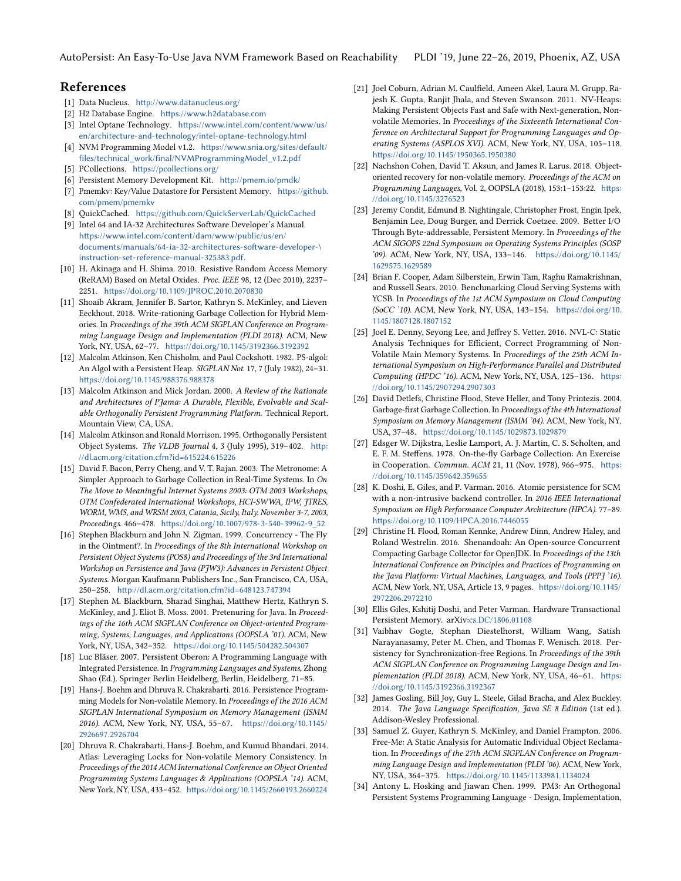## References

[1] Data Nucleus. http://www.datanucleus.org/

[2] H2 Database Engine. https://www.h2database.com

[3] Intel Optane Technology. https://www.intel.com/content/www/us/en/architecture-and-technology/intel-optane-technology.html

[4] NVM Programming Model v1.2. https://www.snia.org/sites/default/files/technical_work/final/NVMProgrammingModel_v1.2.pdf

[5] PCollections. https://pcollections.org/

[6] Persistent Memory Development Kit. http://pmem.io/pmdk/

[7] Pmemkv: Key/Value Datastore for Persistent Memory. https://github.com/pmem/pmemkv

[8] QuickCached. https://github.com/QuickServerLab/QuickCached

[9] Intel 64 and IA-32 Architectures Software Developer's Manual. https://www.intel.com/content/dam/www/public/us/en/documents/manuals/64-ia-32-architectures-software-developer-\instruction-set-reference-manual-325383.pdf.

[10] H. Akinaga and H. Shima. 2010. Resistive Random Access Memory (ReRAM) Based on Metal Oxides. *Proc. IEEE* 98, 12 (Dec 2010), 2237–2251. https://doi.org/10.1109/JPROC.2010.2070830

[11] Shoaib Akram, Jennifer B. Sartor, Kathryn S. McKinley, and Lieven Eeckhout. 2018. Write-rationing Garbage Collection for Hybrid Memories. In *Proceedings of the 39th ACM SIGPLAN Conference on Programming Language Design and Implementation (PLDI 2018)*. ACM, New York, NY, USA, 62–77. https://doi.org/10.1145/3192366.3192392

[12] Malcolm Atkinson, Ken Chisholm, and Paul Cockshott. 1982. PS-algol: An Algol with a Persistent Heap. *SIGPLAN Not.* 17, 7 (July 1982), 24–31. https://doi.org/10.1145/988376.988378

[13] Malcolm Atkinson and Mick Jordan. 2000. *A Review of the Rationale and Architectures of PJama: A Durable, Flexible, Evolvable and Scalable Orthogonally Persistent Programming Platform.* Technical Report. Mountain View, CA, USA.

[14] Malcolm Atkinson and Ronald Morrison. 1995. Orthogonally Persistent Object Systems. *The VLDB Journal* 4, 3 (July 1995), 319–402. http://dl.acm.org/citation.cfm?id=615224.615226

[15] David F. Bacon, Perry Cheng, and V. T. Rajan. 2003. The Metronome: A Simpler Approach to Garbage Collection in Real-Time Systems. In *On The Move to Meaningful Internet Systems 2003: OTM 2003 Workshops, OTM Confederated International Workshops, HCI-SWWA, IPW, JTRES, WORM, WMS, and WRSM 2003, Catania, Sicily, Italy, November 3-7, 2003, Proceedings.* 466–478. https://doi.org/10.1007/978-3-540-39962-9_52

[16] Stephen Blackburn and John N. Zigman. 1999. Concurrency - The Fly in the Ointment?. In *Proceedings of the 8th International Workshop on Persistent Object Systems (POS8) and Proceedings of the 3rd International Workshop on Persistence and Java (PJW3): Advances in Persistent Object Systems.* Morgan Kaufmann Publishers Inc., San Francisco, CA, USA, 250–258. http://dl.acm.org/citation.cfm?id=648123.747394

[17] Stephen M. Blackburn, Sharad Singhai, Matthew Hertz, Kathryn S. McKinley, and J. Eliot B. Moss. 2001. Pretenuring for Java. In *Proceedings of the 16th ACM SIGPLAN Conference on Object-oriented Programming, Systems, Languages, and Applications (OOPSLA '01)*. ACM, New York, NY, USA, 342–352. https://doi.org/10.1145/504282.504307

[18] Luc Bläser. 2007. Persistent Oberon: A Programming Language with Integrated Persistence. In *Programming Languages and Systems*, Zhong Shao (Ed.). Springer Berlin Heidelberg, Berlin, Heidelberg, 71–85.

[19] Hans-J. Boehm and Dhruva R. Chakrabarti. 2016. Persistence Programming Models for Non-volatile Memory. In *Proceedings of the 2016 ACM SIGPLAN International Symposium on Memory Management (ISMM 2016)*. ACM, New York, NY, USA, 55–67. https://doi.org/10.1145/2926697.2926704

[20] Dhruva R. Chakrabarti, Hans-J. Boehm, and Kumud Bhandari. 2014. Atlas: Leveraging Locks for Non-volatile Memory Consistency. In *Proceedings of the 2014 ACM International Conference on Object Oriented Programming Systems Languages & Applications (OOPSLA '14)*. ACM, New York, NY, USA, 433–452. https://doi.org/10.1145/2660193.2660224

[21] Joel Coburn, Adrian M. Caulfield, Ameen Akel, Laura M. Grupp, Rajesh K. Gupta, Ranjit Jhala, and Steven Swanson. 2011. NV-Heaps: Making Persistent Objects Fast and Safe with Next-generation, Non-volatile Memories. In *Proceedings of the Sixteenth International Conference on Architectural Support for Programming Languages and Operating Systems (ASPLOS XVI)*. ACM, New York, NY, USA, 105–118. https://doi.org/10.1145/1950365.1950380

[22] Nachshon Cohen, David T. Aksun, and James R. Larus. 2018. Object-oriented recovery for non-volatile memory. *Proceedings of the ACM on Programming Languages*, Vol. 2, OOPSLA (2018), 153:1–153:22. https://doi.org/10.1145/3276523

[23] Jeremy Condit, Edmund B. Nightingale, Christopher Frost, Engin Ipek, Benjamin Lee, Doug Burger, and Derrick Coetzee. 2009. Better I/O Through Byte-addressable, Persistent Memory. In *Proceedings of the ACM SIGOPS 22nd Symposium on Operating Systems Principles (SOSP '09)*. ACM, New York, NY, USA, 133–146. https://doi.org/10.1145/1629575.1629589

[24] Brian F. Cooper, Adam Silberstein, Erwin Tam, Raghu Ramakrishnan, and Russell Sears. 2010. Benchmarking Cloud Serving Systems with YCSB. In *Proceedings of the 1st ACM Symposium on Cloud Computing (SoCC '10)*. ACM, New York, NY, USA, 143–154. https://doi.org/10.1145/1807128.1807152

[25] Joel E. Denny, Seyong Lee, and Jeffrey S. Vetter. 2016. NVL-C: Static Analysis Techniques for Efficient, Correct Programming of Non-Volatile Main Memory Systems. In *Proceedings of the 25th ACM International Symposium on High-Performance Parallel and Distributed Computing (HPDC '16)*. ACM, New York, NY, USA, 125–136. https://doi.org/10.1145/2907294.2907303

[26] David Detlefs, Christine Flood, Steve Heller, and Tony Printezis. 2004. Garbage-first Garbage Collection. In *Proceedings of the 4th International Symposium on Memory Management (ISMM '04)*. ACM, New York, NY, USA, 37–48. https://doi.org/10.1145/1029873.1029879

[27] Edsger W. Dijkstra, Leslie Lamport, A. J. Martin, C. S. Scholten, and E. F. M. Steffens. 1978. On-the-fly Garbage Collection: An Exercise in Cooperation. *Commun. ACM* 21, 11 (Nov. 1978), 966–975. https://doi.org/10.1145/359642.359655

[28] K. Doshi, E. Giles, and P. Varman. 2016. Atomic persistence for SCM with a non-intrusive backend controller. In *2016 IEEE International Symposium on High Performance Computer Architecture (HPCA)*. 77–89. https://doi.org/10.1109/HPCA.2016.7446055

[29] Christine H. Flood, Roman Kennke, Andrew Dinn, Andrew Haley, and Roland Westrelin. 2016. Shenandoah: An Open-source Concurrent Compacting Garbage Collector for OpenJDK. In *Proceedings of the 13th International Conference on Principles and Practices of Programming on the Java Platform: Virtual Machines, Languages, and Tools (PPPJ '16)*. ACM, New York, NY, USA, Article 13, 9 pages. https://doi.org/10.1145/2972206.2972210

[30] Ellis Giles, Kshitij Doshi, and Peter Varman. Hardware Transactional Persistent Memory. arXiv:cs.DC/1806.01108

[31] Vaibhav Gogte, Stephan Diestelhorst, William Wang, Satish Narayanasamy, Peter M. Chen, and Thomas F. Wenisch. 2018. Persistency for Synchronization-free Regions. In *Proceedings of the 39th ACM SIGPLAN Conference on Programming Language Design and Implementation (PLDI 2018)*. ACM, New York, NY, USA, 46–61. https://doi.org/10.1145/3192366.3192367

[32] James Gosling, Bill Joy, Guy L. Steele, Gilad Bracha, and Alex Buckley. 2014. *The Java Language Specification, Java SE 8 Edition* (1st ed.). Addison-Wesley Professional.

[33] Samuel Z. Guyer, Kathryn S. McKinley, and Daniel Frampton. 2006. Free-Me: A Static Analysis for Automatic Individual Object Reclamation. In *Proceedings of the 27th ACM SIGPLAN Conference on Programming Language Design and Implementation (PLDI '06)*. ACM, New York, NY, USA, 364–375. https://doi.org/10.1145/1133981.1134024

[34] Antony L. Hosking and Jiawan Chen. 1999. PM3: An Orthogonal Persistent Systems Programming Language - Design, Implementation,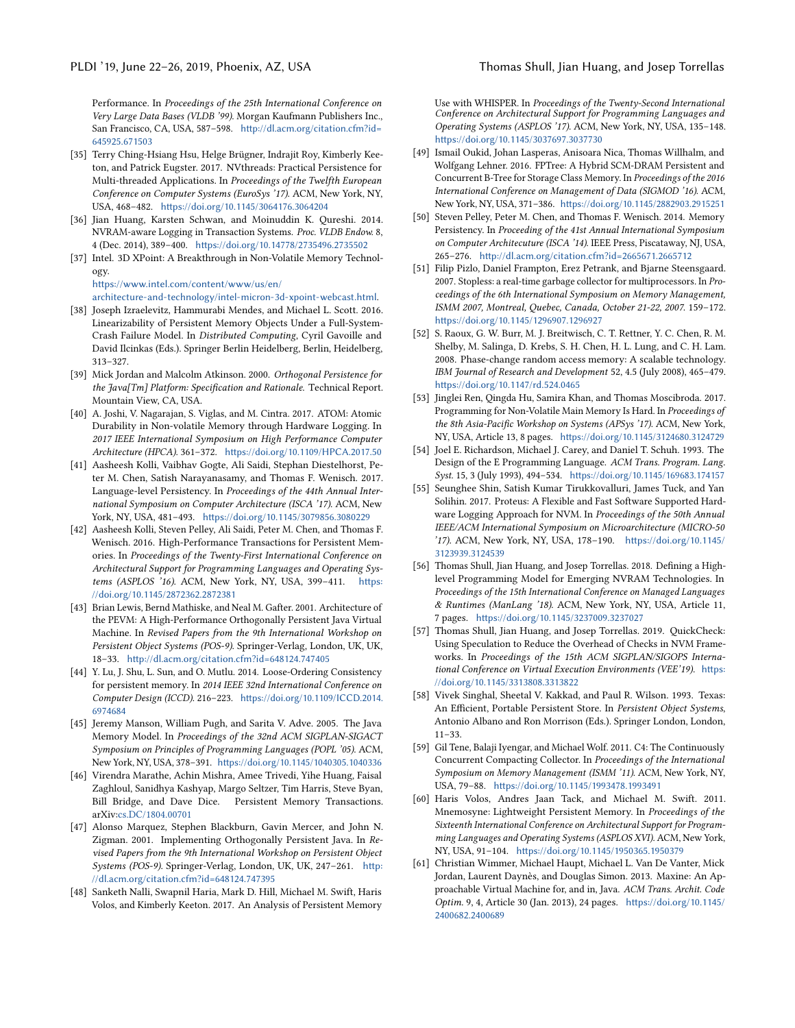Performance. In *Proceedings of the 25th International Conference on Very Large Data Bases (VLDB '99)*. Morgan Kaufmann Publishers Inc., San Francisco, CA, USA, 587–598. http://dl.acm.org/citation.cfm?id=645925.671503

[35] Terry Ching-Hsiang Hsu, Helge Brügner, Indrajit Roy, Kimberly Keeton, and Patrick Eugster. 2017. NVthreads: Practical Persistence for Multi-threaded Applications. In *Proceedings of the Twelfth European Conference on Computer Systems (EuroSys '17)*. ACM, New York, NY, USA, 468–482. https://doi.org/10.1145/3064176.3064204

[36] Jian Huang, Karsten Schwan, and Moinuddin K. Qureshi. 2014. NVRAM-aware Logging in Transaction Systems. *Proc. VLDB Endow.* 8, 4 (Dec. 2014), 389–400. https://doi.org/10.14778/2735496.2735502

[37] Intel. 3D XPoint: A Breakthrough in Non-Volatile Memory Technology. https://www.intel.com/content/www/us/en/architecture-and-technology/intel-micron-3d-xpoint-webcast.html.

[38] Joseph Izraelevitz, Hammurabi Mendes, and Michael L. Scott. 2016. Linearizability of Persistent Memory Objects Under a Full-System-Crash Failure Model. In *Distributed Computing*, Cyril Gavoille and David Ilcinkas (Eds.). Springer Berlin Heidelberg, Berlin, Heidelberg, 313–327.

[39] Mick Jordan and Malcolm Atkinson. 2000. *Orthogonal Persistence for the Java[Tm] Platform: Specification and Rationale.* Technical Report. Mountain View, CA, USA.

[40] A. Joshi, V. Nagarajan, S. Viglas, and M. Cintra. 2017. ATOM: Atomic Durability in Non-volatile Memory through Hardware Logging. In *2017 IEEE International Symposium on High Performance Computer Architecture (HPCA)*. 361–372. https://doi.org/10.1109/HPCA.2017.50

[41] Aasheesh Kolli, Vaibhav Gogte, Ali Saidi, Stephan Diestelhorst, Peter M. Chen, Satish Narayanasamy, and Thomas F. Wenisch. 2017. Language-level Persistency. In *Proceedings of the 44th Annual International Symposium on Computer Architecture (ISCA '17)*. ACM, New York, NY, USA, 481–493. https://doi.org/10.1145/3079856.3080229

[42] Aasheesh Kolli, Steven Pelley, Ali Saidi, Peter M. Chen, and Thomas F. Wenisch. 2016. High-Performance Transactions for Persistent Memories. In *Proceedings of the Twenty-First International Conference on Architectural Support for Programming Languages and Operating Systems (ASPLOS '16)*. ACM, New York, NY, USA, 399–411. https://doi.org/10.1145/2872362.2872381

[43] Brian Lewis, Bernd Mathiske, and Neal M. Gafter. 2001. Architecture of the PEVM: A High-Performance Orthogonally Persistent Java Virtual Machine. In *Revised Papers from the 9th International Workshop on Persistent Object Systems (POS-9)*. Springer-Verlag, London, UK, UK, 18–33. http://dl.acm.org/citation.cfm?id=648124.747405

[44] Y. Lu, J. Shu, L. Sun, and O. Mutlu. 2014. Loose-Ordering Consistency for persistent memory. In *2014 IEEE 32nd International Conference on Computer Design (ICCD)*. 216–223. https://doi.org/10.1109/ICCD.2014.6974684

[45] Jeremy Manson, William Pugh, and Sarita V. Adve. 2005. The Java Memory Model. In *Proceedings of the 32nd ACM SIGPLAN-SIGACT Symposium on Principles of Programming Languages (POPL '05)*. ACM, New York, NY, USA, 378–391. https://doi.org/10.1145/1040305.1040336

[46] Virendra Marathe, Achin Mishra, Amee Trivedi, Yihe Huang, Faisal Zaghloul, Sanidhya Kashyap, Margo Seltzer, Tim Harris, Steve Byan, Bill Bridge, and Dave Dice. Persistent Memory Transactions. arXiv:cs.DC/1804.00701

[47] Alonso Marquez, Stephen Blackburn, Gavin Mercer, and John N. Zigman. 2001. Implementing Orthogonally Persistent Java. In *Revised Papers from the 9th International Workshop on Persistent Object Systems (POS-9)*. Springer-Verlag, London, UK, UK, 247–261. http://dl.acm.org/citation.cfm?id=648124.747395

[48] Sanketh Nalli, Swapnil Haria, Mark D. Hill, Michael M. Swift, Haris Volos, and Kimberly Keeton. 2017. An Analysis of Persistent Memory Use with WHISPER. In *Proceedings of the Twenty-Second International Conference on Architectural Support for Programming Languages and Operating Systems (ASPLOS '17)*. ACM, New York, NY, USA, 135–148. https://doi.org/10.1145/3037697.3037730

[49] Ismail Oukid, Johan Lasperas, Anisoara Nica, Thomas Willhalm, and Wolfgang Lehner. 2016. FPTree: A Hybrid SCM-DRAM Persistent and Concurrent B-Tree for Storage Class Memory. In *Proceedings of the 2016 International Conference on Management of Data (SIGMOD '16)*. ACM, New York, NY, USA, 371–386. https://doi.org/10.1145/2882903.2915251

[50] Steven Pelley, Peter M. Chen, and Thomas F. Wenisch. 2014. Memory Persistency. In *Proceeding of the 41st Annual International Symposium on Computer Architecuture (ISCA '14)*. IEEE Press, Piscataway, NJ, USA, 265–276. http://dl.acm.org/citation.cfm?id=2665671.2665712

[51] Filip Pizlo, Daniel Frampton, Erez Petrank, and Bjarne Steensgaard. 2007. Stopless: a real-time garbage collector for multiprocessors. In *Proceedings of the 6th International Symposium on Memory Management, ISMM 2007, Montreal, Quebec, Canada, October 21-22, 2007*. 159–172. https://doi.org/10.1145/1296907.1296927

[52] S. Raoux, G. W. Burr, M. J. Breitwisch, C. T. Rettner, Y. C. Chen, R. M. Shelby, M. Salinga, D. Krebs, S. H. Chen, H. L. Lung, and C. H. Lam. 2008. Phase-change random access memory: A scalable technology. *IBM Journal of Research and Development* 52, 4.5 (July 2008), 465–479. https://doi.org/10.1147/rd.524.0465

[53] Jinglei Ren, Qingda Hu, Samira Khan, and Thomas Moscibroda. 2017. Programming for Non-Volatile Main Memory Is Hard. In *Proceedings of the 8th Asia-Pacific Workshop on Systems (APSys '17)*. ACM, New York, NY, USA, Article 13, 8 pages. https://doi.org/10.1145/3124680.3124729

[54] Joel E. Richardson, Michael J. Carey, and Daniel T. Schuh. 1993. The Design of the E Programming Language. *ACM Trans. Program. Lang. Syst.* 15, 3 (July 1993), 494–534. https://doi.org/10.1145/169683.174157

[55] Seunghee Shin, Satish Kumar Tirukkovalluri, James Tuck, and Yan Solihin. 2017. Proteus: A Flexible and Fast Software Supported Hardware Logging Approach for NVM. In *Proceedings of the 50th Annual IEEE/ACM International Symposium on Microarchitecture (MICRO-50 '17)*. ACM, New York, NY, USA, 178–190. https://doi.org/10.1145/3123939.3124539

[56] Thomas Shull, Jian Huang, and Josep Torrellas. 2018. Defining a High-level Programming Model for Emerging NVRAM Technologies. In *Proceedings of the 15th International Conference on Managed Languages & Runtimes (ManLang '18)*. ACM, New York, NY, USA, Article 11, 7 pages. https://doi.org/10.1145/3237009.3237027

[57] Thomas Shull, Jian Huang, and Josep Torrellas. 2019. QuickCheck: Using Speculation to Reduce the Overhead of Checks in NVM Frameworks. In *Proceedings of the 15th ACM SIGPLAN/SIGOPS International Conference on Virtual Execution Environments (VEE'19)*. https://doi.org/10.1145/3313808.3313822

[58] Vivek Singhal, Sheetal V. Kakkad, and Paul R. Wilson. 1993. Texas: An Efficient, Portable Persistent Store. In *Persistent Object Systems*, Antonio Albano and Ron Morrison (Eds.). Springer London, London, 11–33.

[59] Gil Tene, Balaji Iyengar, and Michael Wolf. 2011. C4: The Continuously Concurrent Compacting Collector. In *Proceedings of the International Symposium on Memory Management (ISMM '11)*. ACM, New York, NY, USA, 79–88. https://doi.org/10.1145/1993478.1993491

[60] Haris Volos, Andres Jaan Tack, and Michael M. Swift. 2011. Mnemosyne: Lightweight Persistent Memory. In *Proceedings of the Sixteenth International Conference on Architectural Support for Programming Languages and Operating Systems (ASPLOS XVI)*. ACM, New York, NY, USA, 91–104. https://doi.org/10.1145/1950365.1950379

[61] Christian Wimmer, Michael Haupt, Michael L. Van De Vanter, Mick Jordan, Laurent Daynès, and Douglas Simon. 2013. Maxine: An Approachable Virtual Machine for, and in, Java. *ACM Trans. Archit. Code Optim.* 9, 4, Article 30 (Jan. 2013), 24 pages. https://doi.org/10.1145/2400682.2400689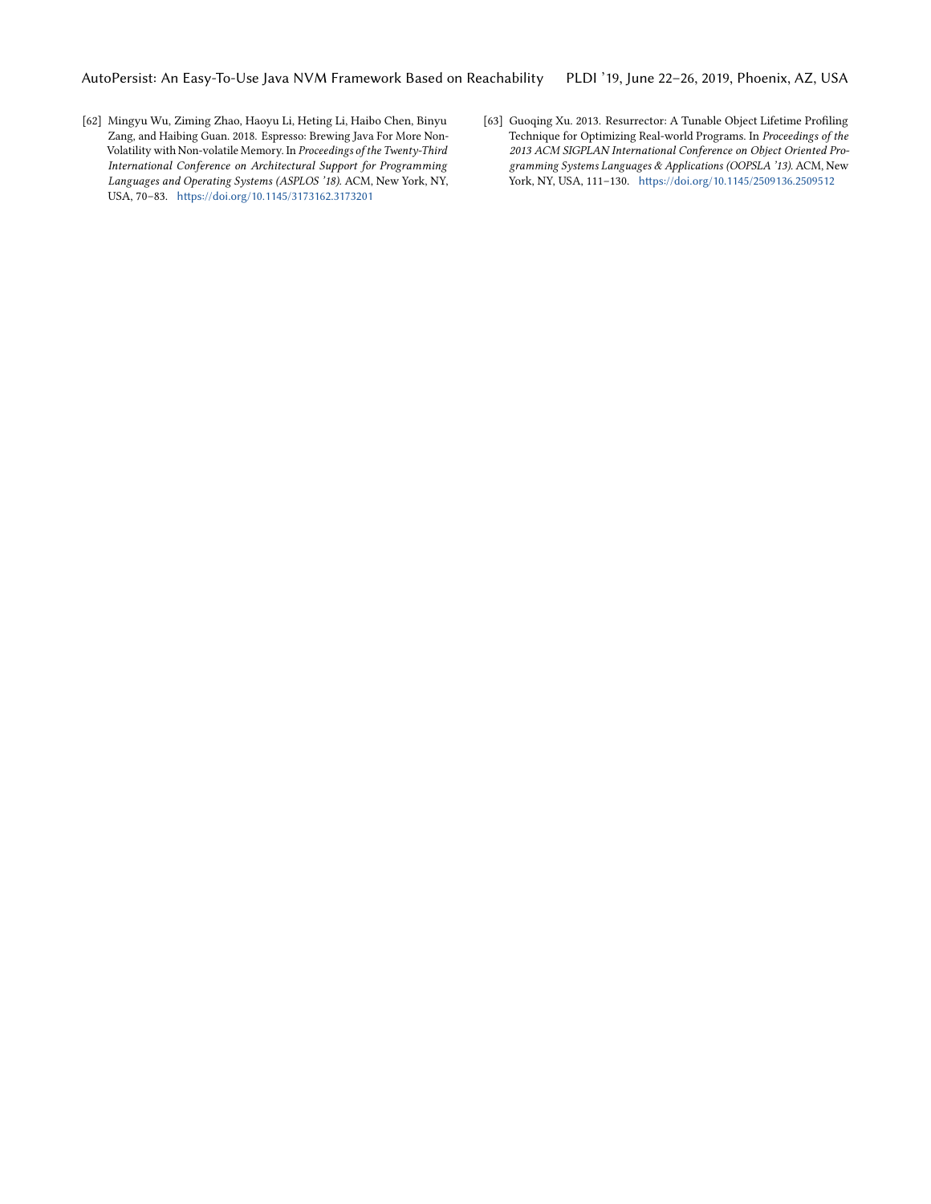[62] Mingyu Wu, Ziming Zhao, Haoyu Li, Heting Li, Haibo Chen, Binyu Zang, and Haibing Guan. 2018. Espresso: Brewing Java For More Non-Volatility with Non-volatile Memory. In *Proceedings of the Twenty-Third International Conference on Architectural Support for Programming Languages and Operating Systems (ASPLOS '18)*. ACM, New York, NY, USA, 70–83. https://doi.org/10.1145/3173162.3173201

[63] Guoqing Xu. 2013. Resurrector: A Tunable Object Lifetime Profiling Technique for Optimizing Real-world Programs. In *Proceedings of the 2013 ACM SIGPLAN International Conference on Object Oriented Programming Systems Languages & Applications (OOPSLA '13)*. ACM, New York, NY, USA, 111–130. https://doi.org/10.1145/2509136.2509512